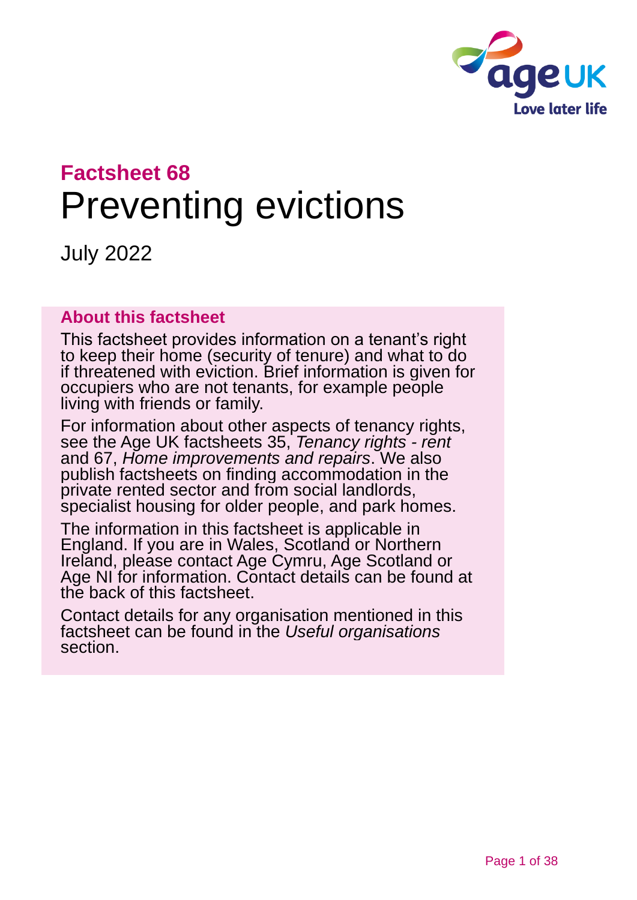**Factsheet 68**

# Preventing evictions

July 2022

## About this factsheet

This factsheet provides information on a tenant's right to keep their home (security of tenure) and what to do if threatened with eviction. Brief information is given for occupiers who are not tenants, for example people living with friends or family.

For information about other aspects of tenancy rights, see the Age UK factsheets 35, *Tenancy rights - rent* and 67, *Home improvements and repairs*. We also publish factsheets on finding accommodation in the private rented sector and from social landlords, specialist housing for older people, and park homes.

The information in this factsheet is applicable in England. If you are in Wales, Scotland or Northern Ireland, please contact Age Cymru, Age Scotland or Age NI for information. Contact details can be found at the back of this factsheet.

Contact details for any organisation mentioned in this factsheet can be found in the *Useful organisations* section.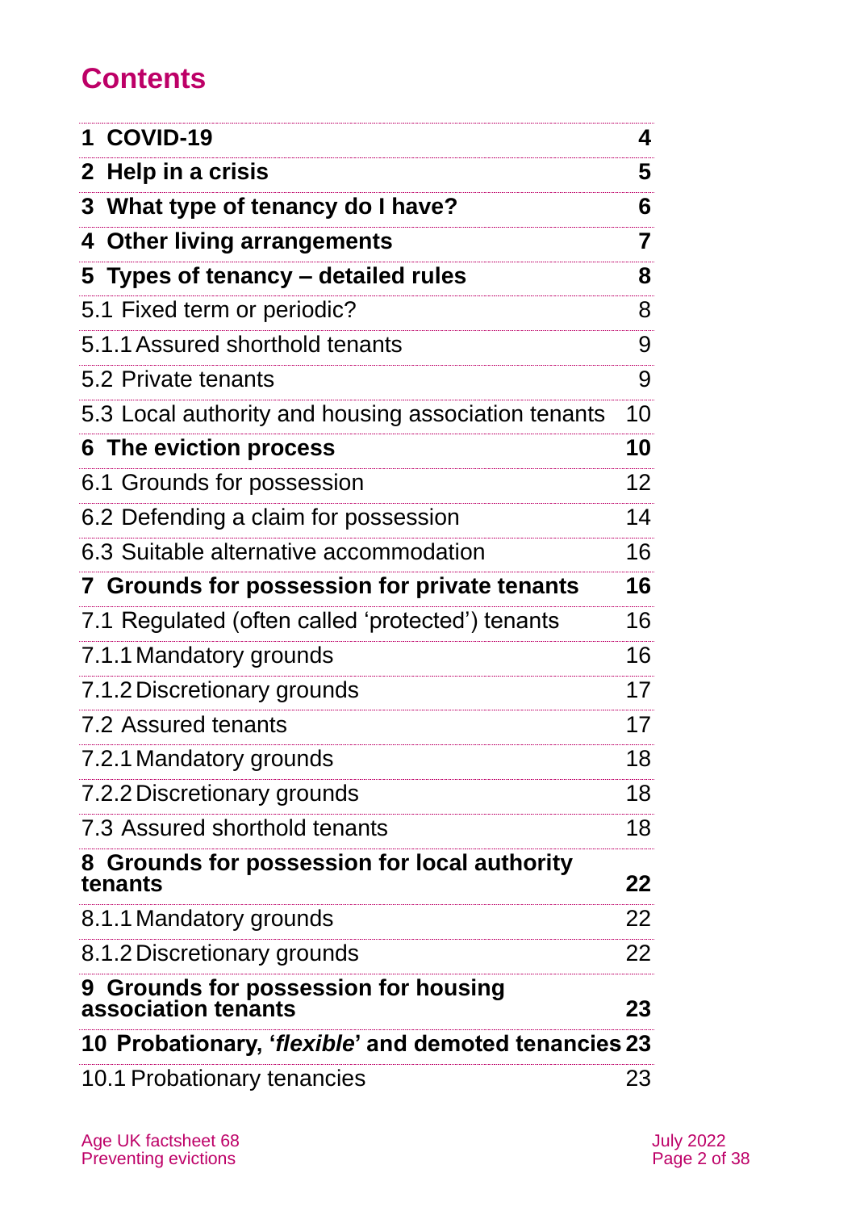# Contents

| | |
|---|---|
| **1 COVID-19** | **4** |
| **2 Help in a crisis** | **5** |
| **3 What type of tenancy do I have?** | **6** |
| **4 Other living arrangements** | **7** |
| **5 Types of tenancy – detailed rules** | **8** |
| 5.1 Fixed term or periodic? | 8 |
| 5.1.1 Assured shorthold tenants | 9 |
| 5.2 Private tenants | 9 |
| 5.3 Local authority and housing association tenants | 10 |
| **6 The eviction process** | **10** |
| 6.1 Grounds for possession | 12 |
| 6.2 Defending a claim for possession | 14 |
| 6.3 Suitable alternative accommodation | 16 |
| **7 Grounds for possession for private tenants** | **16** |
| 7.1 Regulated (often called 'protected') tenants | 16 |
| 7.1.1 Mandatory grounds | 16 |
| 7.1.2 Discretionary grounds | 17 |
| 7.2 Assured tenants | 17 |
| 7.2.1 Mandatory grounds | 18 |
| 7.2.2 Discretionary grounds | 18 |
| 7.3 Assured shorthold tenants | 18 |
| **8 Grounds for possession for local authority tenants** | **22** |
| 8.1.1 Mandatory grounds | 22 |
| 8.1.2 Discretionary grounds | 22 |
| **9 Grounds for possession for housing association tenants** | **23** |
| **10 Probationary, '*flexible*' and demoted tenancies** | **23** |
| 10.1 Probationary tenancies | 23 |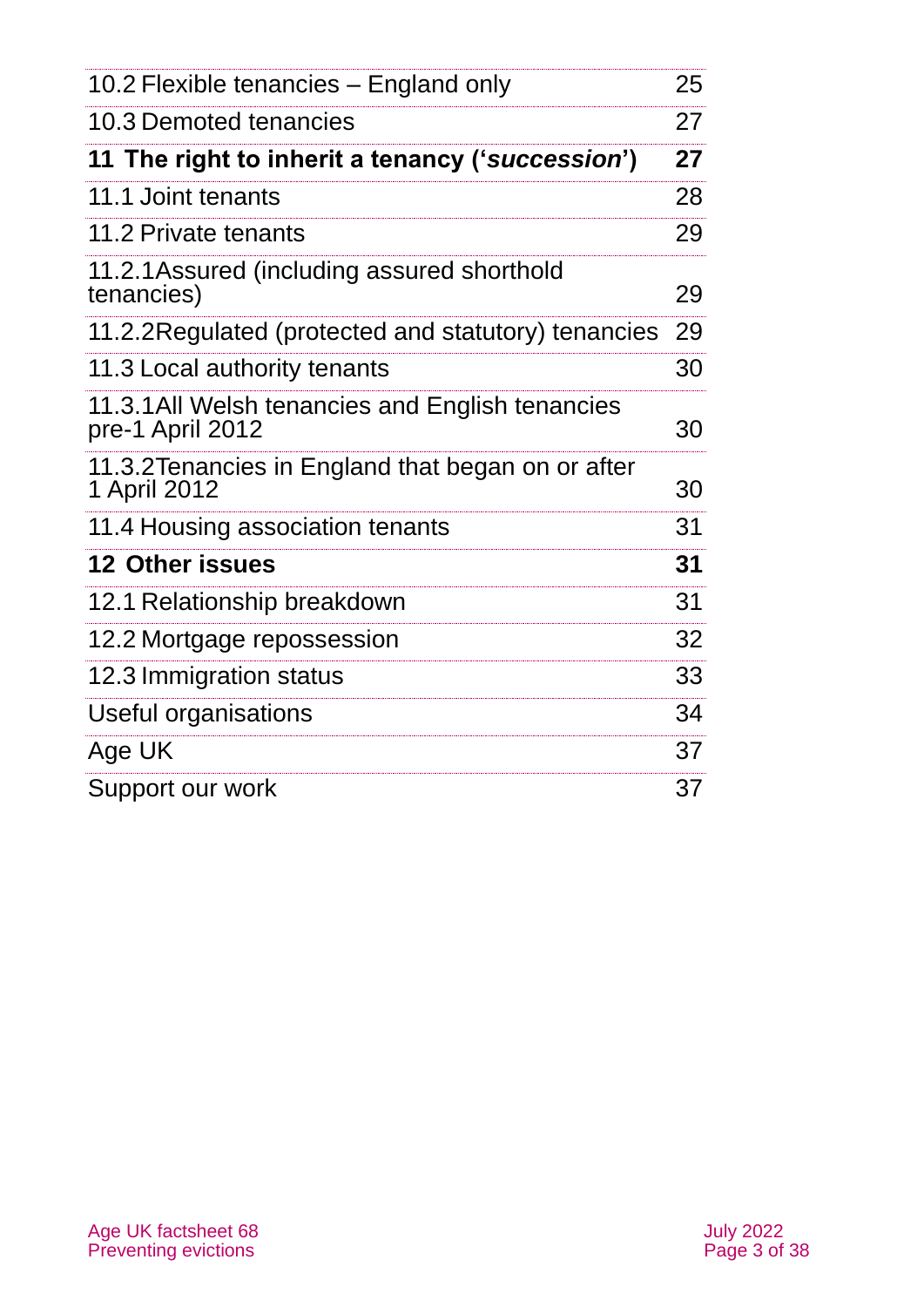| | |
|---|---|
| 10.2 Flexible tenancies – England only | 25 |
| 10.3 Demoted tenancies | 27 |
| **11 The right to inherit a tenancy ('*succession*')** | **27** |
| 11.1 Joint tenants | 28 |
| 11.2 Private tenants | 29 |
| 11.2.1Assured (including assured shorthold tenancies) | 29 |
| 11.2.2Regulated (protected and statutory) tenancies | 29 |
| 11.3 Local authority tenants | 30 |
| 11.3.1All Welsh tenancies and English tenancies pre-1 April 2012 | 30 |
| 11.3.2Tenancies in England that began on or after 1 April 2012 | 30 |
| 11.4 Housing association tenants | 31 |
| **12 Other issues** | **31** |
| 12.1 Relationship breakdown | 31 |
| 12.2 Mortgage repossession | 32 |
| 12.3 Immigration status | 33 |
| Useful organisations | 34 |
| Age UK | 37 |
| Support our work | 37 |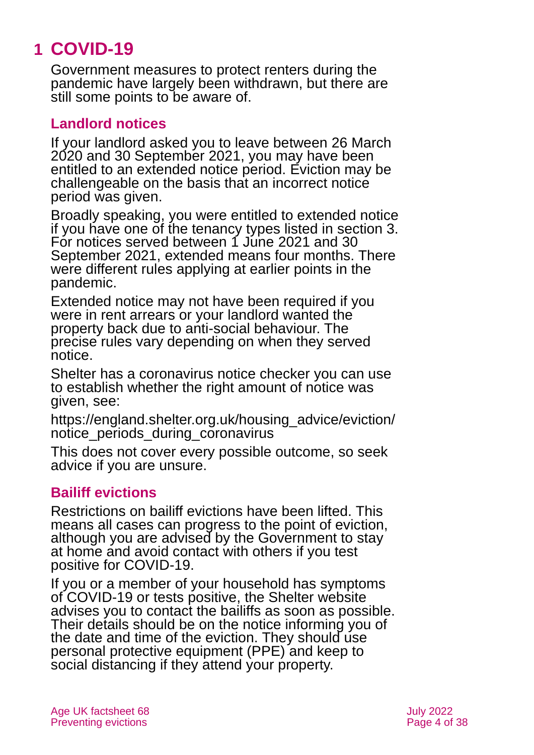# 1 COVID-19

Government measures to protect renters during the pandemic have largely been withdrawn, but there are still some points to be aware of.

## Landlord notices

If your landlord asked you to leave between 26 March 2020 and 30 September 2021, you may have been entitled to an extended notice period. Eviction may be challengeable on the basis that an incorrect notice period was given.

Broadly speaking, you were entitled to extended notice if you have one of the tenancy types listed in section 3. For notices served between 1 June 2021 and 30 September 2021, extended means four months. There were different rules applying at earlier points in the pandemic.

Extended notice may not have been required if you were in rent arrears or your landlord wanted the property back due to anti-social behaviour. The precise rules vary depending on when they served notice.

Shelter has a coronavirus notice checker you can use to establish whether the right amount of notice was given, see:

https://england.shelter.org.uk/housing_advice/eviction/notice_periods_during_coronavirus

This does not cover every possible outcome, so seek advice if you are unsure.

## Bailiff evictions

Restrictions on bailiff evictions have been lifted. This means all cases can progress to the point of eviction, although you are advised by the Government to stay at home and avoid contact with others if you test positive for COVID-19.

If you or a member of your household has symptoms of COVID-19 or tests positive, the Shelter website advises you to contact the bailiffs as soon as possible. Their details should be on the notice informing you of the date and time of the eviction. They should use personal protective equipment (PPE) and keep to social distancing if they attend your property.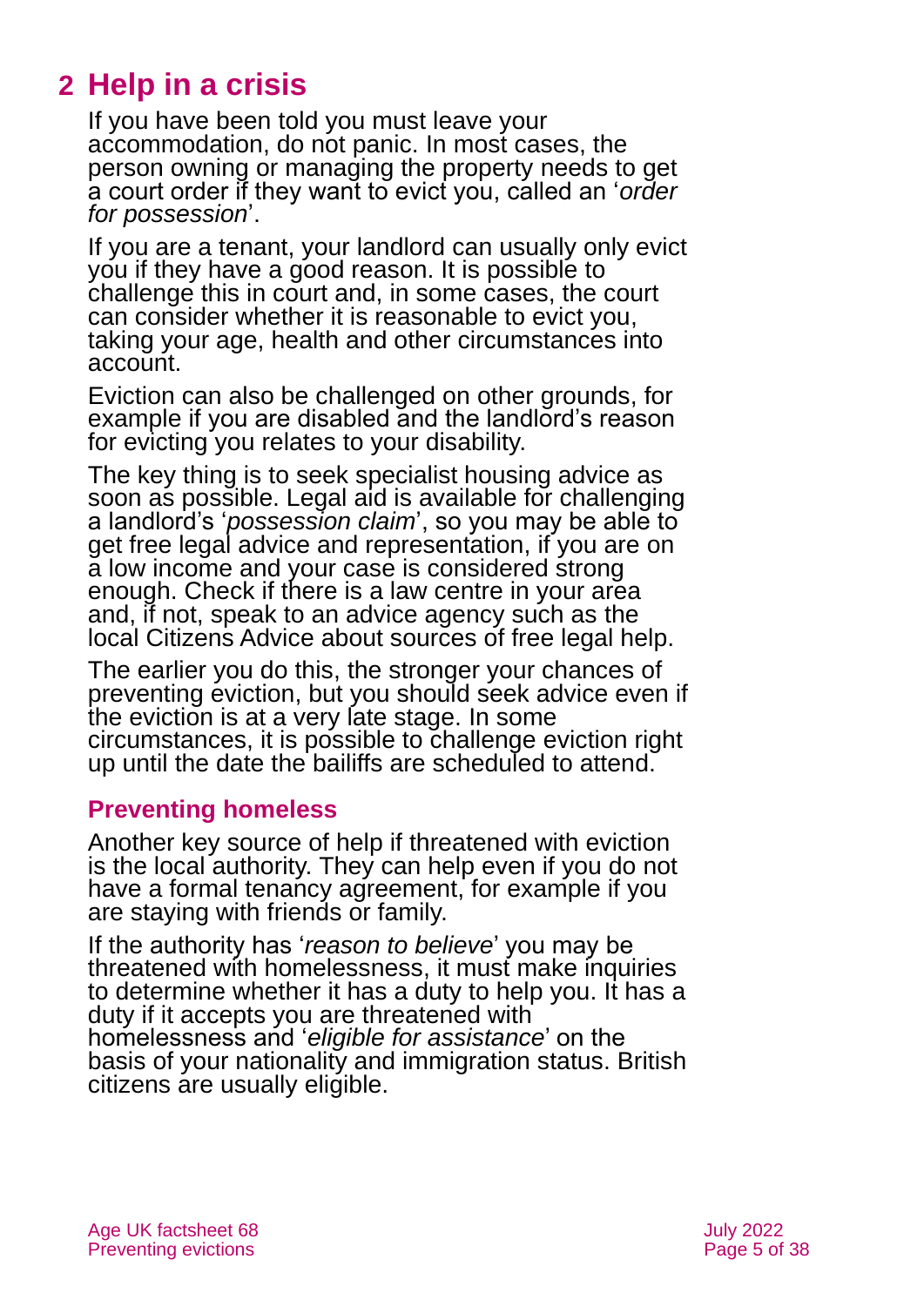# 2 Help in a crisis

If you have been told you must leave your accommodation, do not panic. In most cases, the person owning or managing the property needs to get a court order if they want to evict you, called an '*order for possession*'.

If you are a tenant, your landlord can usually only evict you if they have a good reason. It is possible to challenge this in court and, in some cases, the court can consider whether it is reasonable to evict you, taking your age, health and other circumstances into account.

Eviction can also be challenged on other grounds, for example if you are disabled and the landlord's reason for evicting you relates to your disability.

The key thing is to seek specialist housing advice as soon as possible. Legal aid is available for challenging a landlord's '*possession claim*', so you may be able to get free legal advice and representation, if you are on a low income and your case is considered strong enough. Check if there is a law centre in your area and, if not, speak to an advice agency such as the local Citizens Advice about sources of free legal help.

The earlier you do this, the stronger your chances of preventing eviction, but you should seek advice even if the eviction is at a very late stage. In some circumstances, it is possible to challenge eviction right up until the date the bailiffs are scheduled to attend.

## Preventing homeless

Another key source of help if threatened with eviction is the local authority. They can help even if you do not have a formal tenancy agreement, for example if you are staying with friends or family.

If the authority has '*reason to believe*' you may be threatened with homelessness, it must make inquiries to determine whether it has a duty to help you. It has a duty if it accepts you are threatened with homelessness and '*eligible for assistance*' on the basis of your nationality and immigration status. British citizens are usually eligible.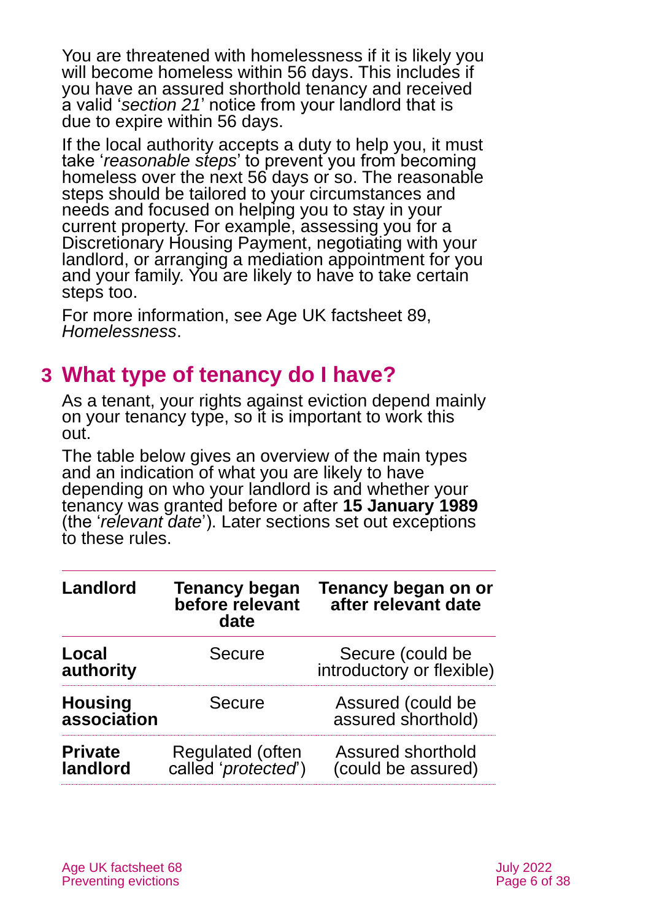You are threatened with homelessness if it is likely you will become homeless within 56 days. This includes if you have an assured shorthold tenancy and received a valid '*section 21*' notice from your landlord that is due to expire within 56 days.

If the local authority accepts a duty to help you, it must take '*reasonable steps*' to prevent you from becoming homeless over the next 56 days or so. The reasonable steps should be tailored to your circumstances and needs and focused on helping you to stay in your current property. For example, assessing you for a Discretionary Housing Payment, negotiating with your landlord, or arranging a mediation appointment for you and your family. You are likely to have to take certain steps too.

For more information, see Age UK factsheet 89, *Homelessness*.

## 3 What type of tenancy do I have?

As a tenant, your rights against eviction depend mainly on your tenancy type, so it is important to work this out.

The table below gives an overview of the main types and an indication of what you are likely to have depending on who your landlord is and whether your tenancy was granted before or after **15 January 1989** (the '*relevant date*'). Later sections set out exceptions to these rules.

| Landlord | Tenancy began before relevant date | Tenancy began on or after relevant date |
|---|---|---|
| **Local authority** | Secure | Secure (could be introductory or flexible) |
| **Housing association** | Secure | Assured (could be assured shorthold) |
| **Private landlord** | Regulated (often called '*protected*') | Assured shorthold (could be assured) |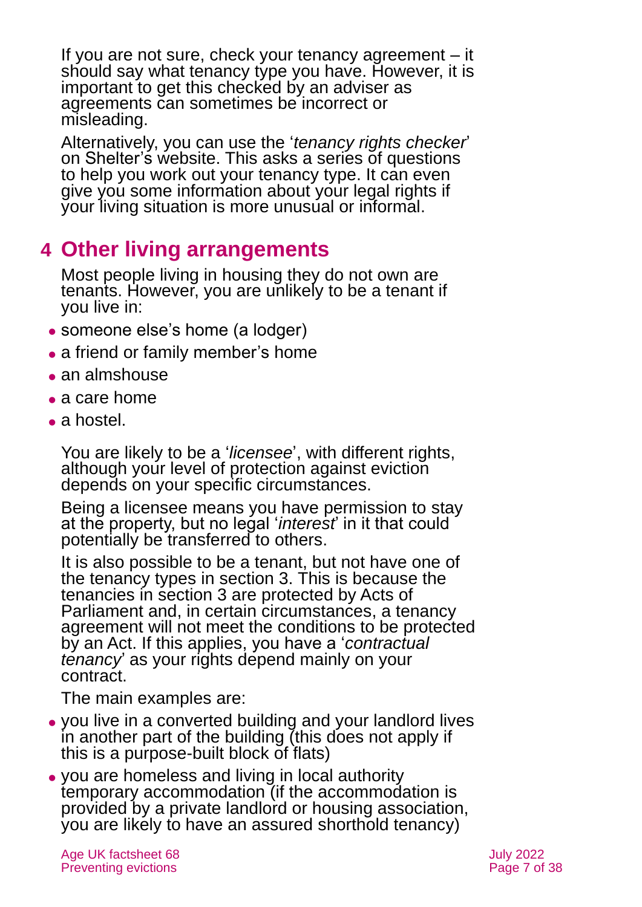If you are not sure, check your tenancy agreement – it should say what tenancy type you have. However, it is important to get this checked by an adviser as agreements can sometimes be incorrect or misleading.

Alternatively, you can use the '*tenancy rights checker*' on Shelter's website. This asks a series of questions to help you work out your tenancy type. It can even give you some information about your legal rights if your living situation is more unusual or informal.

## 4 Other living arrangements

Most people living in housing they do not own are tenants. However, you are unlikely to be a tenant if you live in:

- someone else's home (a lodger)
- a friend or family member's home
- an almshouse
- a care home
- a hostel.

You are likely to be a '*licensee*', with different rights, although your level of protection against eviction depends on your specific circumstances.

Being a licensee means you have permission to stay at the property, but no legal '*interest*' in it that could potentially be transferred to others.

It is also possible to be a tenant, but not have one of the tenancy types in section 3. This is because the tenancies in section 3 are protected by Acts of Parliament and, in certain circumstances, a tenancy agreement will not meet the conditions to be protected by an Act. If this applies, you have a '*contractual tenancy*' as your rights depend mainly on your contract.

The main examples are:

- you live in a converted building and your landlord lives in another part of the building (this does not apply if this is a purpose-built block of flats)
- you are homeless and living in local authority temporary accommodation (if the accommodation is provided by a private landlord or housing association, you are likely to have an assured shorthold tenancy)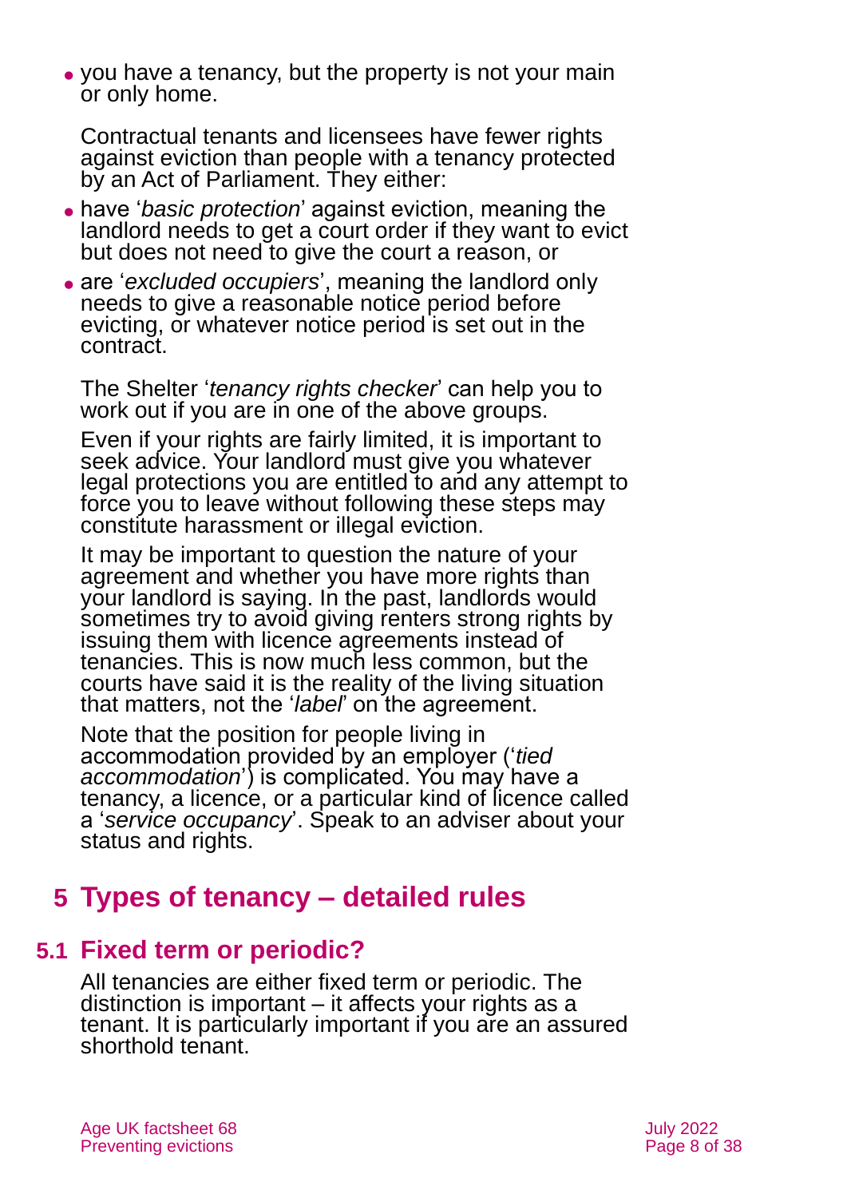- you have a tenancy, but the property is not your main or only home.

Contractual tenants and licensees have fewer rights against eviction than people with a tenancy protected by an Act of Parliament. They either:

- have '*basic protection*' against eviction, meaning the landlord needs to get a court order if they want to evict but does not need to give the court a reason, or
- are '*excluded occupiers*', meaning the landlord only needs to give a reasonable notice period before evicting, or whatever notice period is set out in the contract.

The Shelter '*tenancy rights checker*' can help you to work out if you are in one of the above groups.

Even if your rights are fairly limited, it is important to seek advice. Your landlord must give you whatever legal protections you are entitled to and any attempt to force you to leave without following these steps may constitute harassment or illegal eviction.

It may be important to question the nature of your agreement and whether you have more rights than your landlord is saying. In the past, landlords would sometimes try to avoid giving renters strong rights by issuing them with licence agreements instead of tenancies. This is now much less common, but the courts have said it is the reality of the living situation that matters, not the '*label*' on the agreement.

Note that the position for people living in accommodation provided by an employer ('*tied accommodation*') is complicated. You may have a tenancy, a licence, or a particular kind of licence called a '*service occupancy*'. Speak to an adviser about your status and rights.

# 5 Types of tenancy – detailed rules

## 5.1 Fixed term or periodic?

All tenancies are either fixed term or periodic. The distinction is important – it affects your rights as a tenant. It is particularly important if you are an assured shorthold tenant.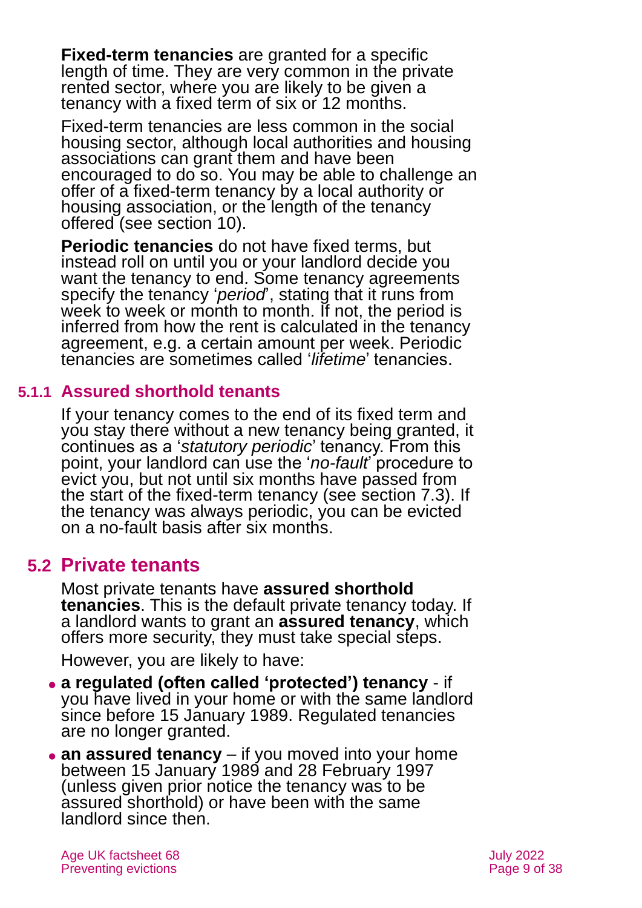**Fixed-term tenancies** are granted for a specific length of time. They are very common in the private rented sector, where you are likely to be given a tenancy with a fixed term of six or 12 months.

Fixed-term tenancies are less common in the social housing sector, although local authorities and housing associations can grant them and have been encouraged to do so. You may be able to challenge an offer of a fixed-term tenancy by a local authority or housing association, or the length of the tenancy offered (see section 10).

**Periodic tenancies** do not have fixed terms, but instead roll on until you or your landlord decide you want the tenancy to end. Some tenancy agreements specify the tenancy '*period*', stating that it runs from week to week or month to month. If not, the period is inferred from how the rent is calculated in the tenancy agreement, e.g. a certain amount per week. Periodic tenancies are sometimes called '*lifetime*' tenancies.

### 5.1.1 Assured shorthold tenants

If your tenancy comes to the end of its fixed term and you stay there without a new tenancy being granted, it continues as a '*statutory periodic*' tenancy. From this point, your landlord can use the '*no-fault*' procedure to evict you, but not until six months have passed from the start of the fixed-term tenancy (see section 7.3). If the tenancy was always periodic, you can be evicted on a no-fault basis after six months.

## 5.2 Private tenants

Most private tenants have **assured shorthold tenancies**. This is the default private tenancy today. If a landlord wants to grant an **assured tenancy**, which offers more security, they must take special steps.

However, you are likely to have:

- **a regulated (often called 'protected') tenancy** - if you have lived in your home or with the same landlord since before 15 January 1989. Regulated tenancies are no longer granted.
- **an assured tenancy** – if you moved into your home between 15 January 1989 and 28 February 1997 (unless given prior notice the tenancy was to be assured shorthold) or have been with the same landlord since then.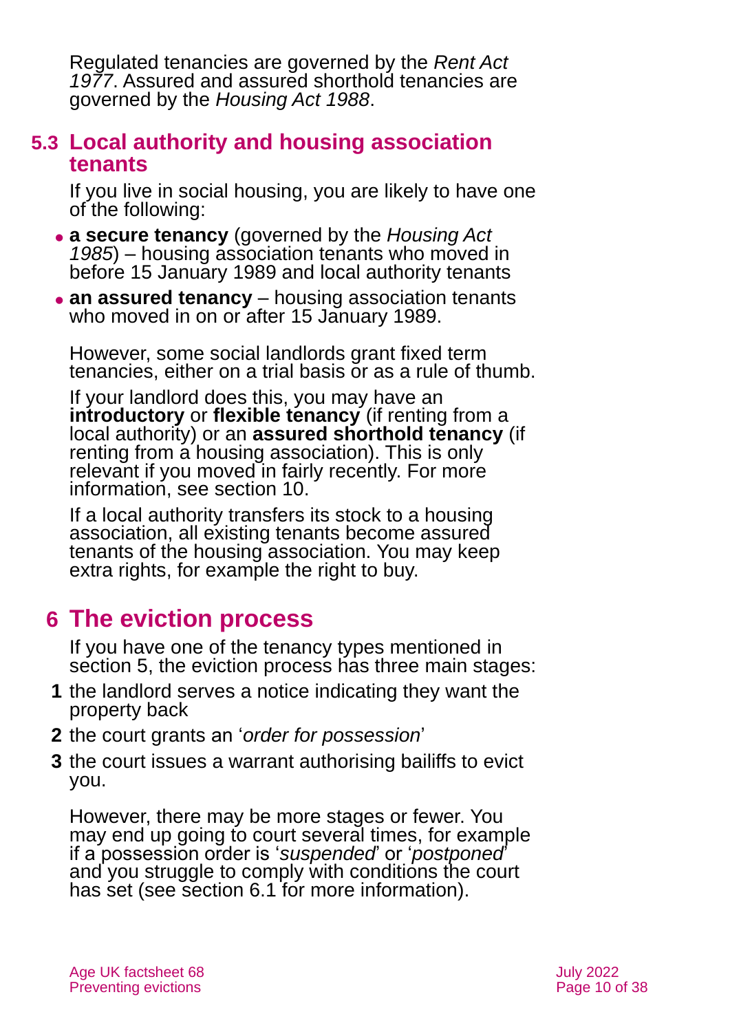Regulated tenancies are governed by the *Rent Act 1977*. Assured and assured shorthold tenancies are governed by the *Housing Act 1988*.

### 5.3 Local authority and housing association tenants

If you live in social housing, you are likely to have one of the following:

- **a secure tenancy** (governed by the *Housing Act 1985*) – housing association tenants who moved in before 15 January 1989 and local authority tenants
- **an assured tenancy** – housing association tenants who moved in on or after 15 January 1989.

However, some social landlords grant fixed term tenancies, either on a trial basis or as a rule of thumb.

If your landlord does this, you may have an **introductory** or **flexible tenancy** (if renting from a local authority) or an **assured shorthold tenancy** (if renting from a housing association). This is only relevant if you moved in fairly recently. For more information, see section 10.

If a local authority transfers its stock to a housing association, all existing tenants become assured tenants of the housing association. You may keep extra rights, for example the right to buy.

## 6 The eviction process

If you have one of the tenancy types mentioned in section 5, the eviction process has three main stages:

1. the landlord serves a notice indicating they want the property back
2. the court grants an '*order for possession*'
3. the court issues a warrant authorising bailiffs to evict you.

However, there may be more stages or fewer. You may end up going to court several times, for example if a possession order is '*suspended*' or '*postponed*' and you struggle to comply with conditions the court has set (see section 6.1 for more information).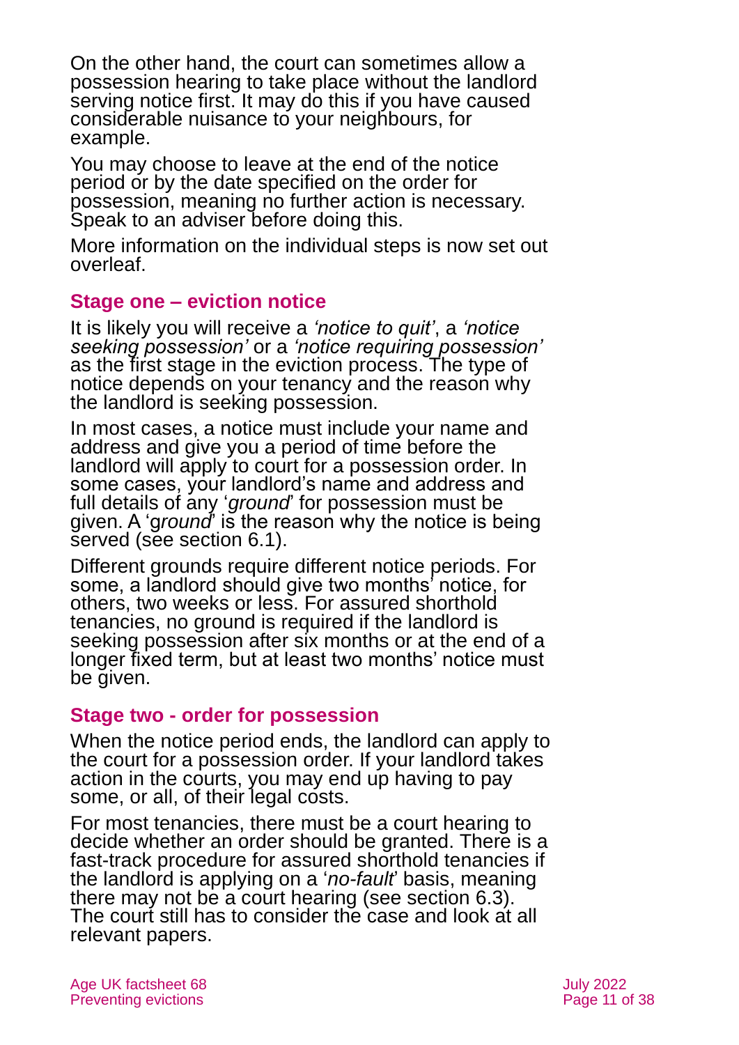On the other hand, the court can sometimes allow a possession hearing to take place without the landlord serving notice first. It may do this if you have caused considerable nuisance to your neighbours, for example.

You may choose to leave at the end of the notice period or by the date specified on the order for possession, meaning no further action is necessary. Speak to an adviser before doing this.

More information on the individual steps is now set out overleaf.

## Stage one – eviction notice

It is likely you will receive a *'notice to quit'*, a *'notice seeking possession'* or a *'notice requiring possession'* as the first stage in the eviction process. The type of notice depends on your tenancy and the reason why the landlord is seeking possession.

In most cases, a notice must include your name and address and give you a period of time before the landlord will apply to court for a possession order. In some cases, your landlord's name and address and full details of any '*ground*' for possession must be given. A '*ground*' is the reason why the notice is being served (see section 6.1).

Different grounds require different notice periods. For some, a landlord should give two months' notice, for others, two weeks or less. For assured shorthold tenancies, no ground is required if the landlord is seeking possession after six months or at the end of a longer fixed term, but at least two months' notice must be given.

## Stage two - order for possession

When the notice period ends, the landlord can apply to the court for a possession order. If your landlord takes action in the courts, you may end up having to pay some, or all, of their legal costs.

For most tenancies, there must be a court hearing to decide whether an order should be granted. There is a fast-track procedure for assured shorthold tenancies if the landlord is applying on a '*no-fault*' basis, meaning there may not be a court hearing (see section 6.3). The court still has to consider the case and look at all relevant papers.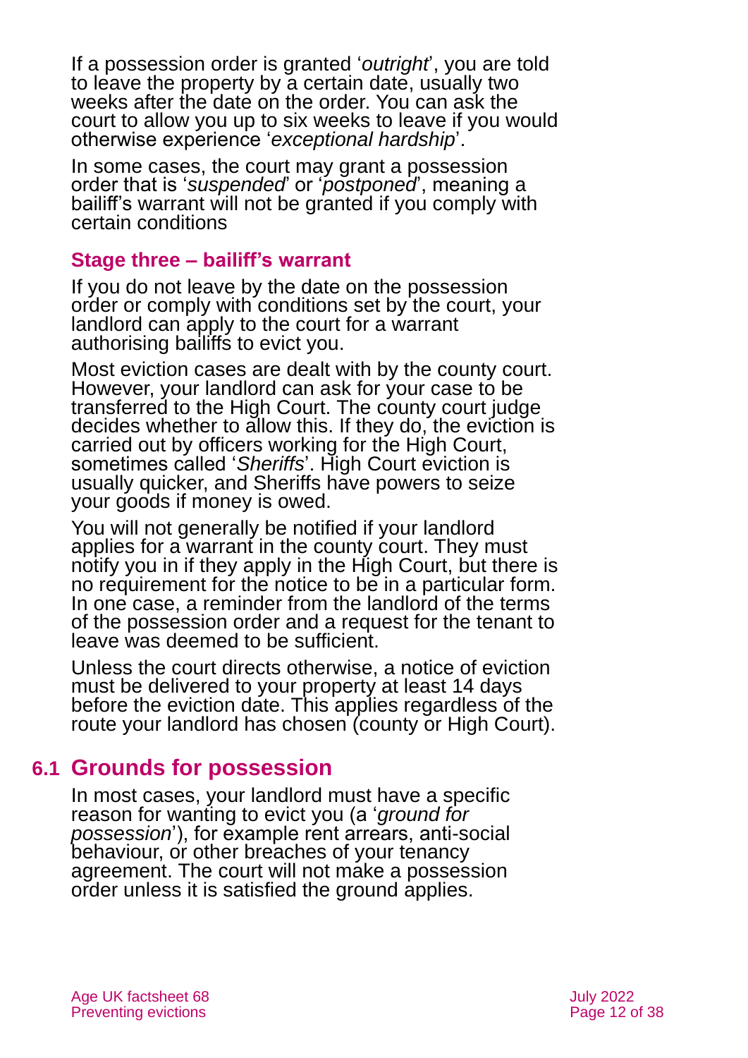If a possession order is granted '*outright*', you are told to leave the property by a certain date, usually two weeks after the date on the order. You can ask the court to allow you up to six weeks to leave if you would otherwise experience '*exceptional hardship*'.

In some cases, the court may grant a possession order that is '*suspended*' or '*postponed*', meaning a bailiff's warrant will not be granted if you comply with certain conditions

### Stage three – bailiff's warrant

If you do not leave by the date on the possession order or comply with conditions set by the court, your landlord can apply to the court for a warrant authorising bailiffs to evict you.

Most eviction cases are dealt with by the county court. However, your landlord can ask for your case to be transferred to the High Court. The county court judge decides whether to allow this. If they do, the eviction is carried out by officers working for the High Court, sometimes called '*Sheriffs*'. High Court eviction is usually quicker, and Sheriffs have powers to seize your goods if money is owed.

You will not generally be notified if your landlord applies for a warrant in the county court. They must notify you in if they apply in the High Court, but there is no requirement for the notice to be in a particular form. In one case, a reminder from the landlord of the terms of the possession order and a request for the tenant to leave was deemed to be sufficient.

Unless the court directs otherwise, a notice of eviction must be delivered to your property at least 14 days before the eviction date. This applies regardless of the route your landlord has chosen (county or High Court).

## 6.1 Grounds for possession

In most cases, your landlord must have a specific reason for wanting to evict you (a '*ground for possession*'), for example rent arrears, anti-social behaviour, or other breaches of your tenancy agreement. The court will not make a possession order unless it is satisfied the ground applies.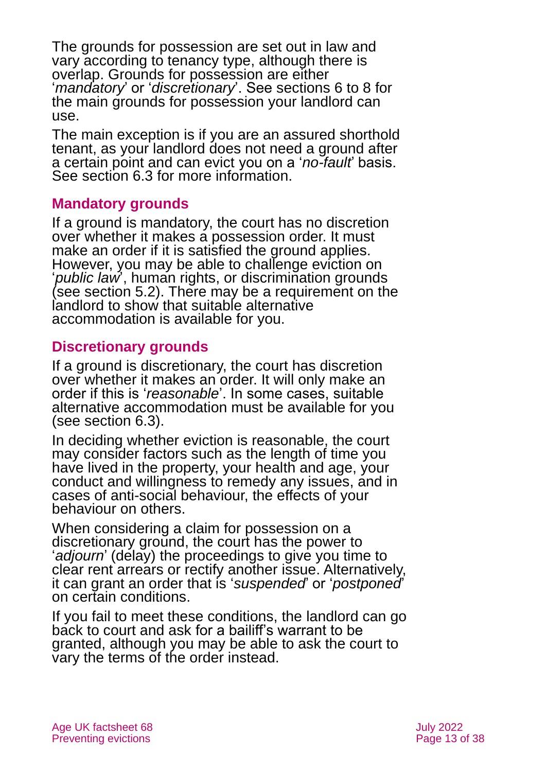The grounds for possession are set out in law and vary according to tenancy type, although there is overlap. Grounds for possession are either '*mandatory*' or '*discretionary*'. See sections 6 to 8 for the main grounds for possession your landlord can use.

The main exception is if you are an assured shorthold tenant, as your landlord does not need a ground after a certain point and can evict you on a '*no-fault*' basis. See section 6.3 for more information.

## Mandatory grounds

If a ground is mandatory, the court has no discretion over whether it makes a possession order. It must make an order if it is satisfied the ground applies. However, you may be able to challenge eviction on '*public law*', human rights, or discrimination grounds (see section 5.2). There may be a requirement on the landlord to show that suitable alternative accommodation is available for you.

## Discretionary grounds

If a ground is discretionary, the court has discretion over whether it makes an order. It will only make an order if this is '*reasonable*'. In some cases, suitable alternative accommodation must be available for you (see section 6.3).

In deciding whether eviction is reasonable, the court may consider factors such as the length of time you have lived in the property, your health and age, your conduct and willingness to remedy any issues, and in cases of anti-social behaviour, the effects of your behaviour on others.

When considering a claim for possession on a discretionary ground, the court has the power to '*adjourn*' (delay) the proceedings to give you time to clear rent arrears or rectify another issue. Alternatively, it can grant an order that is '*suspended*' or '*postponed*' on certain conditions.

If you fail to meet these conditions, the landlord can go back to court and ask for a bailiff's warrant to be granted, although you may be able to ask the court to vary the terms of the order instead.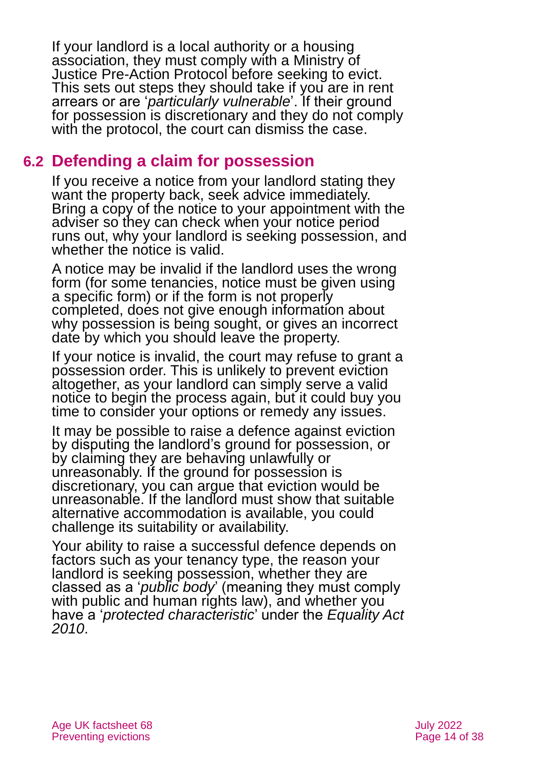If your landlord is a local authority or a housing association, they must comply with a Ministry of Justice Pre-Action Protocol before seeking to evict. This sets out steps they should take if you are in rent arrears or are '*particularly vulnerable*'. If their ground for possession is discretionary and they do not comply with the protocol, the court can dismiss the case.

## 6.2 Defending a claim for possession

If you receive a notice from your landlord stating they want the property back, seek advice immediately. Bring a copy of the notice to your appointment with the adviser so they can check when your notice period runs out, why your landlord is seeking possession, and whether the notice is valid.

A notice may be invalid if the landlord uses the wrong form (for some tenancies, notice must be given using a specific form) or if the form is not properly completed, does not give enough information about why possession is being sought, or gives an incorrect date by which you should leave the property.

If your notice is invalid, the court may refuse to grant a possession order. This is unlikely to prevent eviction altogether, as your landlord can simply serve a valid notice to begin the process again, but it could buy you time to consider your options or remedy any issues.

It may be possible to raise a defence against eviction by disputing the landlord's ground for possession, or by claiming they are behaving unlawfully or unreasonably. If the ground for possession is discretionary, you can argue that eviction would be unreasonable. If the landlord must show that suitable alternative accommodation is available, you could challenge its suitability or availability.

Your ability to raise a successful defence depends on factors such as your tenancy type, the reason your landlord is seeking possession, whether they are classed as a '*public body*' (meaning they must comply with public and human rights law), and whether you have a '*protected characteristic*' under the *Equality Act 2010*.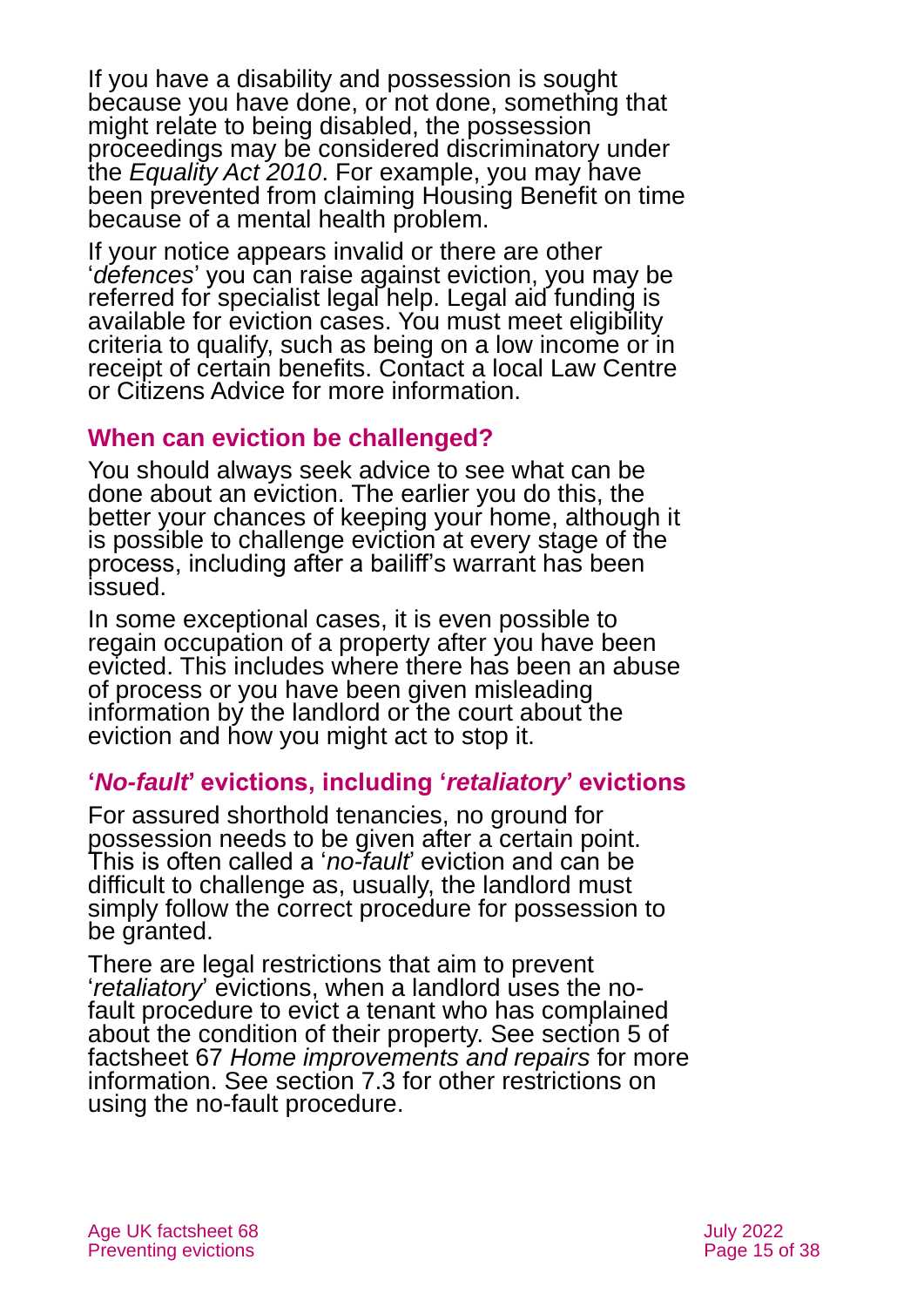If you have a disability and possession is sought because you have done, or not done, something that might relate to being disabled, the possession proceedings may be considered discriminatory under the *Equality Act 2010*. For example, you may have been prevented from claiming Housing Benefit on time because of a mental health problem.

If your notice appears invalid or there are other '*defences*' you can raise against eviction, you may be referred for specialist legal help. Legal aid funding is available for eviction cases. You must meet eligibility criteria to qualify, such as being on a low income or in receipt of certain benefits. Contact a local Law Centre or Citizens Advice for more information.

### When can eviction be challenged?

You should always seek advice to see what can be done about an eviction. The earlier you do this, the better your chances of keeping your home, although it is possible to challenge eviction at every stage of the process, including after a bailiff's warrant has been issued.

In some exceptional cases, it is even possible to regain occupation of a property after you have been evicted. This includes where there has been an abuse of process or you have been given misleading information by the landlord or the court about the eviction and how you might act to stop it.

### '*No-fault*' evictions, including '*retaliatory*' evictions

For assured shorthold tenancies, no ground for possession needs to be given after a certain point. This is often called a '*no-fault*' eviction and can be difficult to challenge as, usually, the landlord must simply follow the correct procedure for possession to be granted.

There are legal restrictions that aim to prevent '*retaliatory*' evictions, when a landlord uses the no-fault procedure to evict a tenant who has complained about the condition of their property. See section 5 of factsheet 67 *Home improvements and repairs* for more information. See section 7.3 for other restrictions on using the no-fault procedure.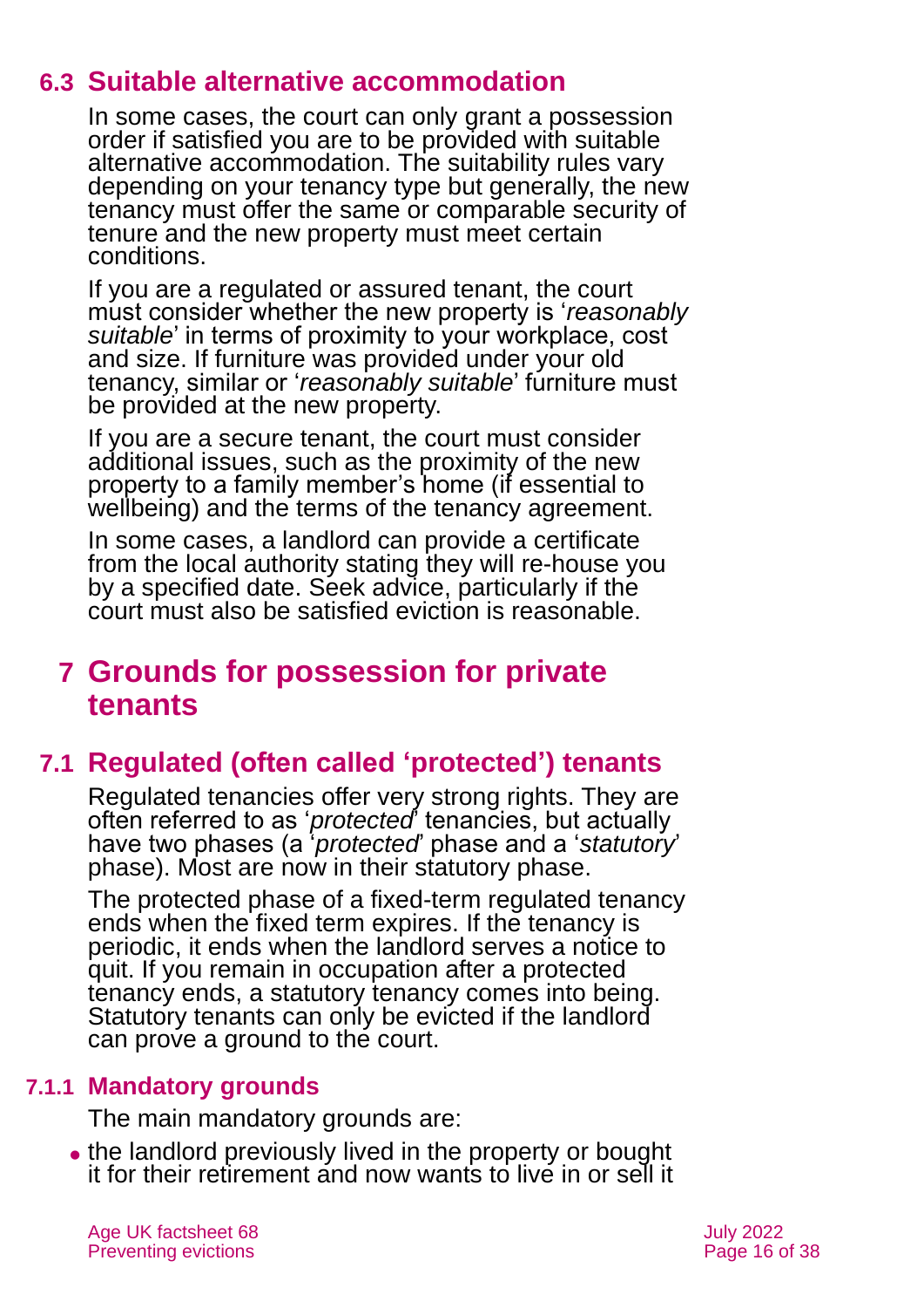### 6.3 Suitable alternative accommodation

In some cases, the court can only grant a possession order if satisfied you are to be provided with suitable alternative accommodation. The suitability rules vary depending on your tenancy type but generally, the new tenancy must offer the same or comparable security of tenure and the new property must meet certain conditions.

If you are a regulated or assured tenant, the court must consider whether the new property is '*reasonably suitable*' in terms of proximity to your workplace, cost and size. If furniture was provided under your old tenancy, similar or '*reasonably suitable*' furniture must be provided at the new property.

If you are a secure tenant, the court must consider additional issues, such as the proximity of the new property to a family member's home (if essential to wellbeing) and the terms of the tenancy agreement.

In some cases, a landlord can provide a certificate from the local authority stating they will re-house you by a specified date. Seek advice, particularly if the court must also be satisfied eviction is reasonable.

## 7 Grounds for possession for private tenants

### 7.1 Regulated (often called 'protected') tenants

Regulated tenancies offer very strong rights. They are often referred to as '*protected*' tenancies, but actually have two phases (a '*protected*' phase and a '*statutory*' phase). Most are now in their statutory phase.

The protected phase of a fixed-term regulated tenancy ends when the fixed term expires. If the tenancy is periodic, it ends when the landlord serves a notice to quit. If you remain in occupation after a protected tenancy ends, a statutory tenancy comes into being. Statutory tenants can only be evicted if the landlord can prove a ground to the court.

#### 7.1.1 Mandatory grounds

The main mandatory grounds are:

- the landlord previously lived in the property or bought it for their retirement and now wants to live in or sell it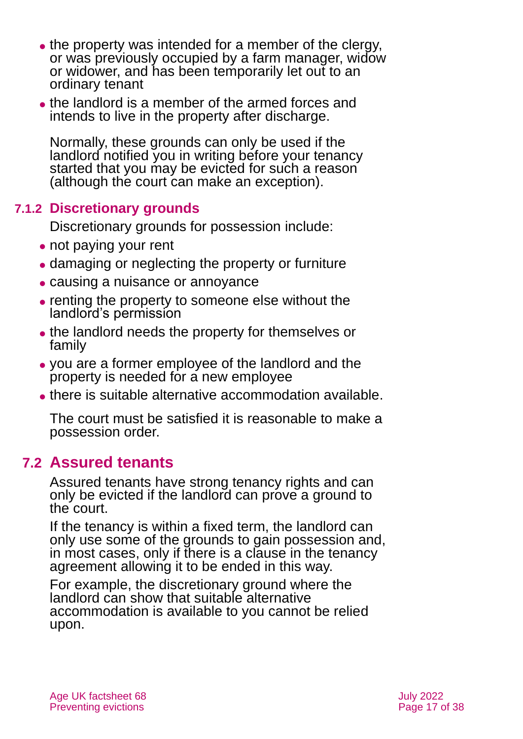- the property was intended for a member of the clergy, or was previously occupied by a farm manager, widow or widower, and has been temporarily let out to an ordinary tenant
- the landlord is a member of the armed forces and intends to live in the property after discharge.

Normally, these grounds can only be used if the landlord notified you in writing before your tenancy started that you may be evicted for such a reason (although the court can make an exception).

### 7.1.2 Discretionary grounds

Discretionary grounds for possession include:

- not paying your rent
- damaging or neglecting the property or furniture
- causing a nuisance or annoyance
- renting the property to someone else without the landlord's permission
- the landlord needs the property for themselves or family
- you are a former employee of the landlord and the property is needed for a new employee
- there is suitable alternative accommodation available.

The court must be satisfied it is reasonable to make a possession order.

## 7.2 Assured tenants

Assured tenants have strong tenancy rights and can only be evicted if the landlord can prove a ground to the court.

If the tenancy is within a fixed term, the landlord can only use some of the grounds to gain possession and, in most cases, only if there is a clause in the tenancy agreement allowing it to be ended in this way.

For example, the discretionary ground where the landlord can show that suitable alternative accommodation is available to you cannot be relied upon.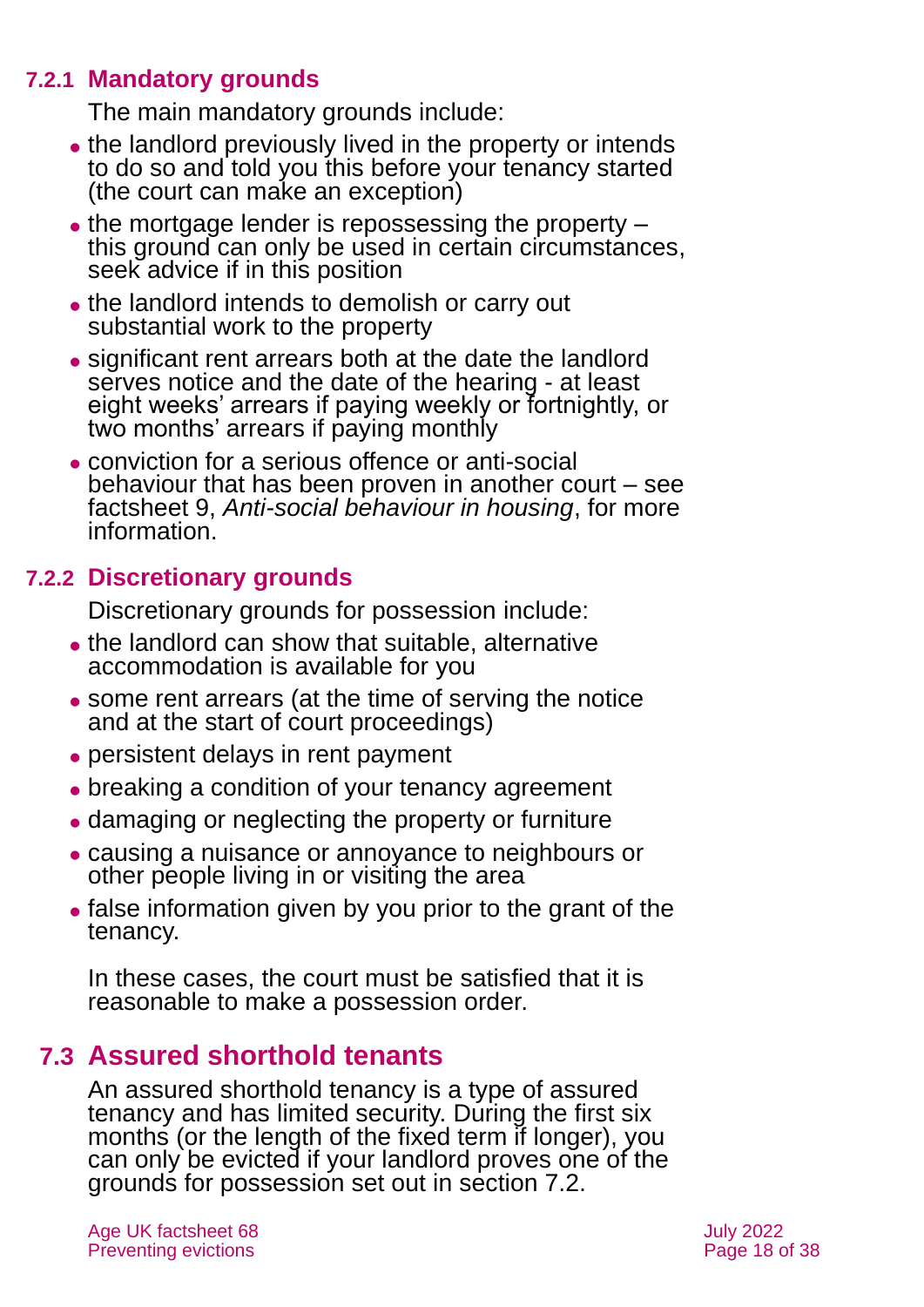### 7.2.1 Mandatory grounds

The main mandatory grounds include:

- the landlord previously lived in the property or intends to do so and told you this before your tenancy started (the court can make an exception)
- the mortgage lender is repossessing the property – this ground can only be used in certain circumstances, seek advice if in this position
- the landlord intends to demolish or carry out substantial work to the property
- significant rent arrears both at the date the landlord serves notice and the date of the hearing - at least eight weeks' arrears if paying weekly or fortnightly, or two months' arrears if paying monthly
- conviction for a serious offence or anti-social behaviour that has been proven in another court – see factsheet 9, *Anti-social behaviour in housing*, for more information.

### 7.2.2 Discretionary grounds

Discretionary grounds for possession include:

- the landlord can show that suitable, alternative accommodation is available for you
- some rent arrears (at the time of serving the notice and at the start of court proceedings)
- persistent delays in rent payment
- breaking a condition of your tenancy agreement
- damaging or neglecting the property or furniture
- causing a nuisance or annoyance to neighbours or other people living in or visiting the area
- false information given by you prior to the grant of the tenancy.

In these cases, the court must be satisfied that it is reasonable to make a possession order.

## 7.3 Assured shorthold tenants

An assured shorthold tenancy is a type of assured tenancy and has limited security. During the first six months (or the length of the fixed term if longer), you can only be evicted if your landlord proves one of the grounds for possession set out in section 7.2.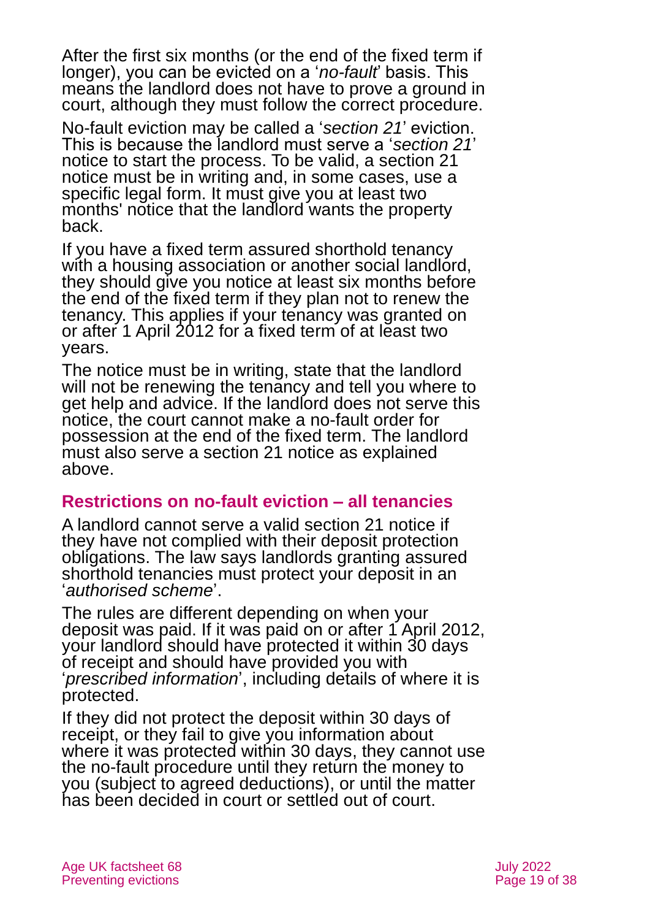After the first six months (or the end of the fixed term if longer), you can be evicted on a '*no-fault*' basis. This means the landlord does not have to prove a ground in court, although they must follow the correct procedure.

No-fault eviction may be called a '*section 21*' eviction. This is because the landlord must serve a '*section 21*' notice to start the process. To be valid, a section 21 notice must be in writing and, in some cases, use a specific legal form. It must give you at least two months' notice that the landlord wants the property back.

If you have a fixed term assured shorthold tenancy with a housing association or another social landlord, they should give you notice at least six months before the end of the fixed term if they plan not to renew the tenancy. This applies if your tenancy was granted on or after 1 April 2012 for a fixed term of at least two years.

The notice must be in writing, state that the landlord will not be renewing the tenancy and tell you where to get help and advice. If the landlord does not serve this notice, the court cannot make a no-fault order for possession at the end of the fixed term. The landlord must also serve a section 21 notice as explained above.

## Restrictions on no-fault eviction – all tenancies

A landlord cannot serve a valid section 21 notice if they have not complied with their deposit protection obligations. The law says landlords granting assured shorthold tenancies must protect your deposit in an '*authorised scheme*'.

The rules are different depending on when your deposit was paid. If it was paid on or after 1 April 2012, your landlord should have protected it within 30 days of receipt and should have provided you with '*prescribed information*', including details of where it is protected.

If they did not protect the deposit within 30 days of receipt, or they fail to give you information about where it was protected within 30 days, they cannot use the no-fault procedure until they return the money to you (subject to agreed deductions), or until the matter has been decided in court or settled out of court.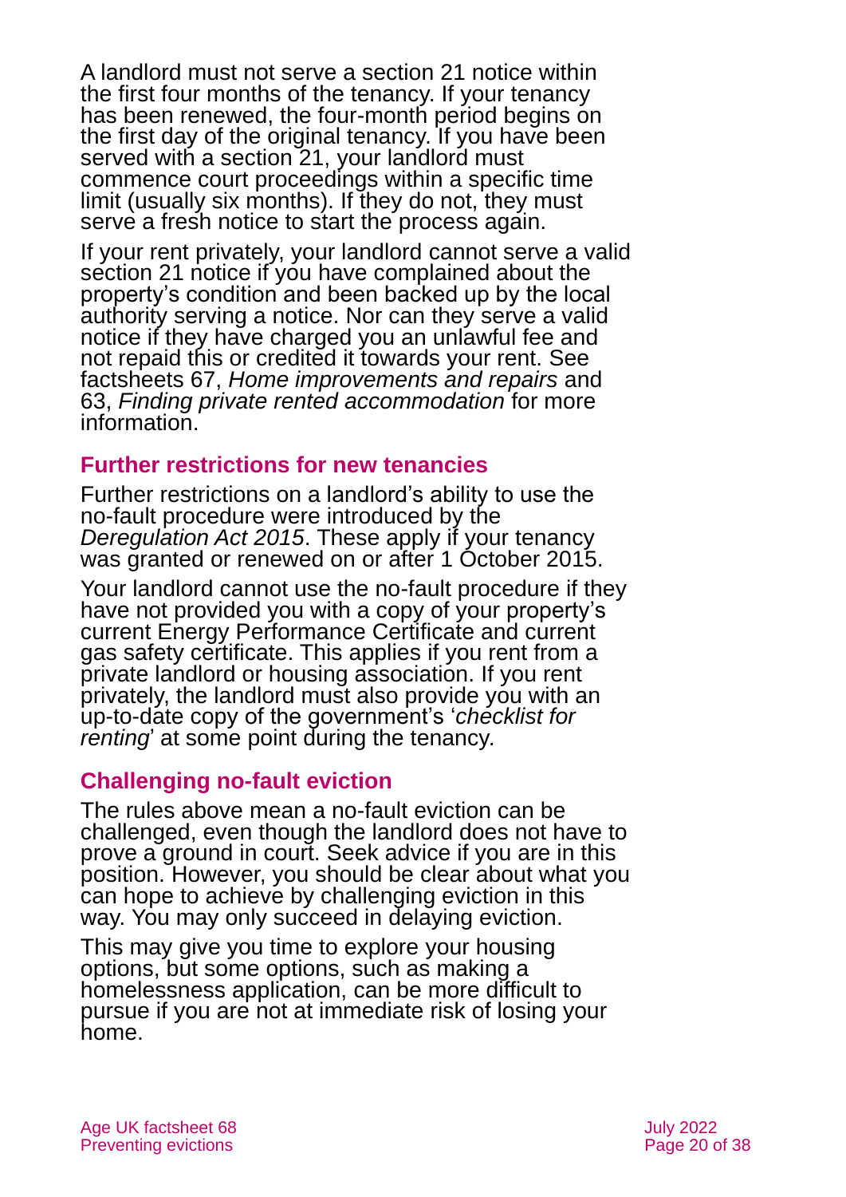A landlord must not serve a section 21 notice within the first four months of the tenancy. If your tenancy has been renewed, the four-month period begins on the first day of the original tenancy. If you have been served with a section 21, your landlord must commence court proceedings within a specific time limit (usually six months). If they do not, they must serve a fresh notice to start the process again.

If your rent privately, your landlord cannot serve a valid section 21 notice if you have complained about the property's condition and been backed up by the local authority serving a notice. Nor can they serve a valid notice if they have charged you an unlawful fee and not repaid this or credited it towards your rent. See factsheets 67, *Home improvements and repairs* and 63, *Finding private rented accommodation* for more information.

## Further restrictions for new tenancies

Further restrictions on a landlord's ability to use the no-fault procedure were introduced by the *Deregulation Act 2015*. These apply if your tenancy was granted or renewed on or after 1 October 2015.

Your landlord cannot use the no-fault procedure if they have not provided you with a copy of your property's current Energy Performance Certificate and current gas safety certificate. This applies if you rent from a private landlord or housing association. If you rent privately, the landlord must also provide you with an up-to-date copy of the government's '*checklist for renting*' at some point during the tenancy.

## Challenging no-fault eviction

The rules above mean a no-fault eviction can be challenged, even though the landlord does not have to prove a ground in court. Seek advice if you are in this position. However, you should be clear about what you can hope to achieve by challenging eviction in this way. You may only succeed in delaying eviction.

This may give you time to explore your housing options, but some options, such as making a homelessness application, can be more difficult to pursue if you are not at immediate risk of losing your home.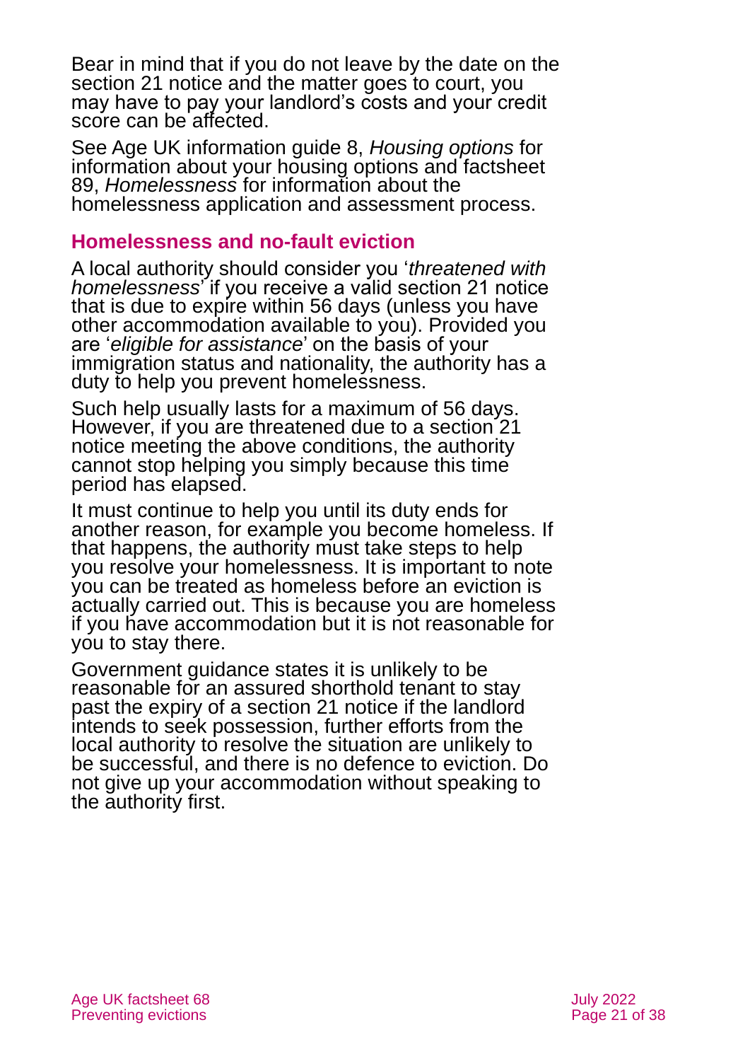Bear in mind that if you do not leave by the date on the section 21 notice and the matter goes to court, you may have to pay your landlord's costs and your credit score can be affected.

See Age UK information guide 8, *Housing options* for information about your housing options and factsheet 89, *Homelessness* for information about the homelessness application and assessment process.

## Homelessness and no-fault eviction

A local authority should consider you '*threatened with homelessness*' if you receive a valid section 21 notice that is due to expire within 56 days (unless you have other accommodation available to you). Provided you are '*eligible for assistance*' on the basis of your immigration status and nationality, the authority has a duty to help you prevent homelessness.

Such help usually lasts for a maximum of 56 days. However, if you are threatened due to a section 21 notice meeting the above conditions, the authority cannot stop helping you simply because this time period has elapsed.

It must continue to help you until its duty ends for another reason, for example you become homeless. If that happens, the authority must take steps to help you resolve your homelessness. It is important to note you can be treated as homeless before an eviction is actually carried out. This is because you are homeless if you have accommodation but it is not reasonable for you to stay there.

Government guidance states it is unlikely to be reasonable for an assured shorthold tenant to stay past the expiry of a section 21 notice if the landlord intends to seek possession, further efforts from the local authority to resolve the situation are unlikely to be successful, and there is no defence to eviction. Do not give up your accommodation without speaking to the authority first.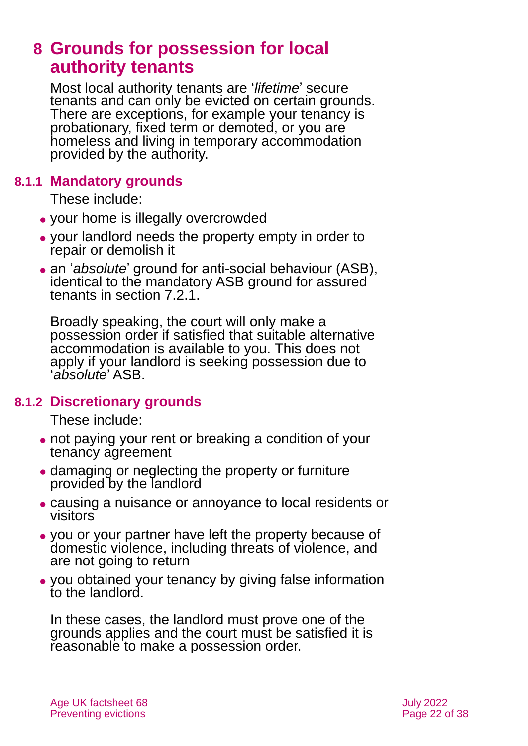# 8 Grounds for possession for local authority tenants

Most local authority tenants are '*lifetime*' secure tenants and can only be evicted on certain grounds. There are exceptions, for example your tenancy is probationary, fixed term or demoted, or you are homeless and living in temporary accommodation provided by the authority.

### 8.1.1 Mandatory grounds

These include:

- your home is illegally overcrowded
- your landlord needs the property empty in order to repair or demolish it
- an '*absolute*' ground for anti-social behaviour (ASB), identical to the mandatory ASB ground for assured tenants in section 7.2.1.

Broadly speaking, the court will only make a possession order if satisfied that suitable alternative accommodation is available to you. This does not apply if your landlord is seeking possession due to '*absolute*' ASB.

### 8.1.2 Discretionary grounds

These include:

- not paying your rent or breaking a condition of your tenancy agreement
- damaging or neglecting the property or furniture provided by the landlord
- causing a nuisance or annoyance to local residents or visitors
- you or your partner have left the property because of domestic violence, including threats of violence, and are not going to return
- you obtained your tenancy by giving false information to the landlord.

In these cases, the landlord must prove one of the grounds applies and the court must be satisfied it is reasonable to make a possession order.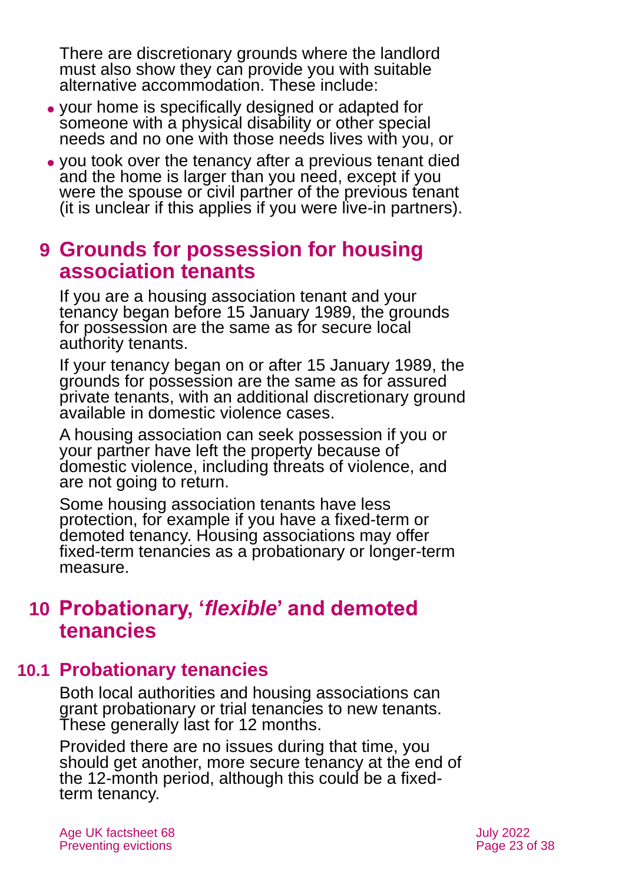There are discretionary grounds where the landlord must also show they can provide you with suitable alternative accommodation. These include:

- your home is specifically designed or adapted for someone with a physical disability or other special needs and no one with those needs lives with you, or
- you took over the tenancy after a previous tenant died and the home is larger than you need, except if you were the spouse or civil partner of the previous tenant (it is unclear if this applies if you were live-in partners).

## 9 Grounds for possession for housing association tenants

If you are a housing association tenant and your tenancy began before 15 January 1989, the grounds for possession are the same as for secure local authority tenants.

If your tenancy began on or after 15 January 1989, the grounds for possession are the same as for assured private tenants, with an additional discretionary ground available in domestic violence cases.

A housing association can seek possession if you or your partner have left the property because of domestic violence, including threats of violence, and are not going to return.

Some housing association tenants have less protection, for example if you have a fixed-term or demoted tenancy. Housing associations may offer fixed-term tenancies as a probationary or longer-term measure.

## 10 Probationary, '*flexible*' and demoted tenancies

### 10.1 Probationary tenancies

Both local authorities and housing associations can grant probationary or trial tenancies to new tenants. These generally last for 12 months.

Provided there are no issues during that time, you should get another, more secure tenancy at the end of the 12-month period, although this could be a fixed-term tenancy.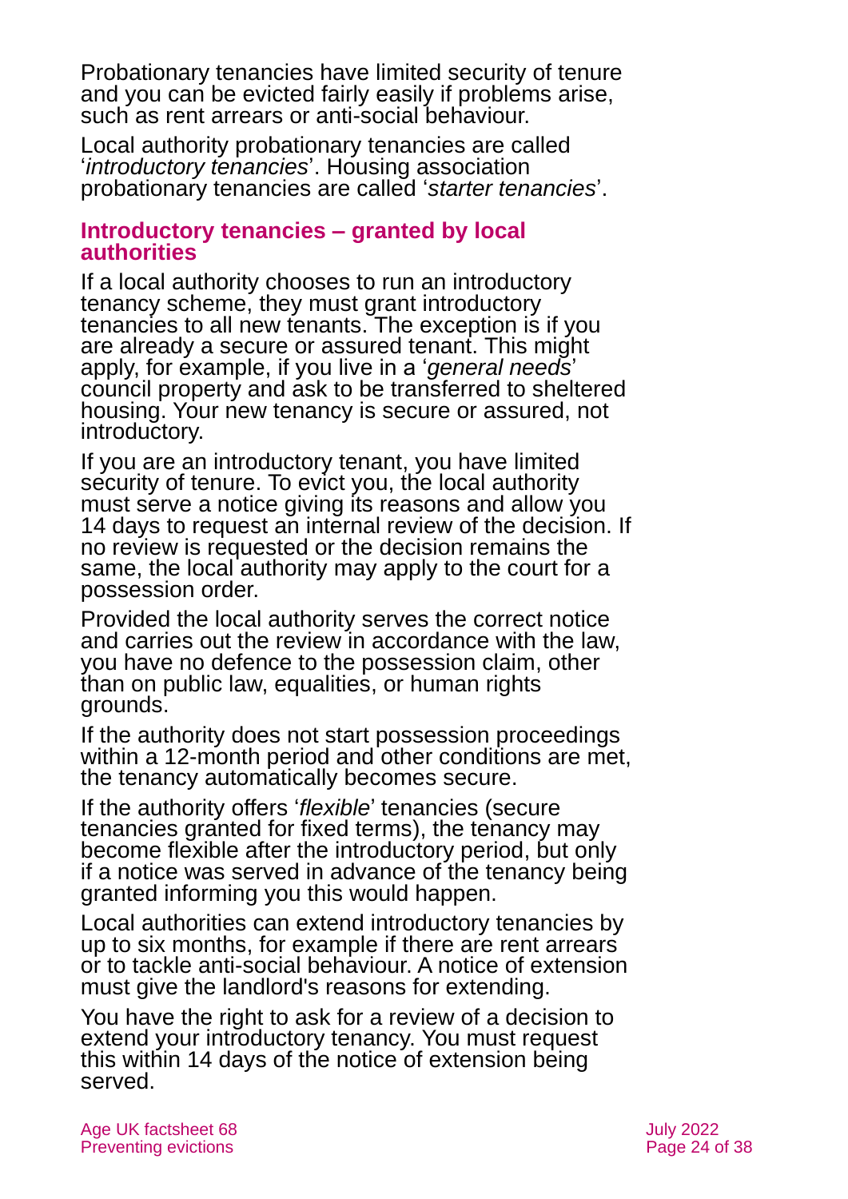Probationary tenancies have limited security of tenure and you can be evicted fairly easily if problems arise, such as rent arrears or anti-social behaviour.

Local authority probationary tenancies are called '*introductory tenancies*'. Housing association probationary tenancies are called '*starter tenancies*'.

## Introductory tenancies – granted by local authorities

If a local authority chooses to run an introductory tenancy scheme, they must grant introductory tenancies to all new tenants. The exception is if you are already a secure or assured tenant. This might apply, for example, if you live in a '*general needs*' council property and ask to be transferred to sheltered housing. Your new tenancy is secure or assured, not introductory.

If you are an introductory tenant, you have limited security of tenure. To evict you, the local authority must serve a notice giving its reasons and allow you 14 days to request an internal review of the decision. If no review is requested or the decision remains the same, the local authority may apply to the court for a possession order.

Provided the local authority serves the correct notice and carries out the review in accordance with the law, you have no defence to the possession claim, other than on public law, equalities, or human rights grounds.

If the authority does not start possession proceedings within a 12-month period and other conditions are met, the tenancy automatically becomes secure.

If the authority offers '*flexible*' tenancies (secure tenancies granted for fixed terms), the tenancy may become flexible after the introductory period, but only if a notice was served in advance of the tenancy being granted informing you this would happen.

Local authorities can extend introductory tenancies by up to six months, for example if there are rent arrears or to tackle anti-social behaviour. A notice of extension must give the landlord's reasons for extending.

You have the right to ask for a review of a decision to extend your introductory tenancy. You must request this within 14 days of the notice of extension being served.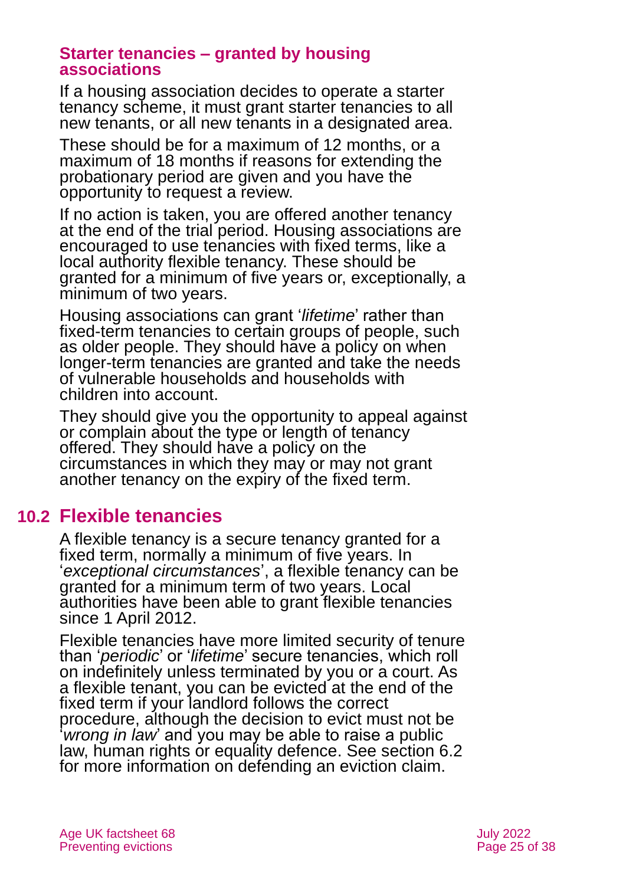### Starter tenancies – granted by housing associations

If a housing association decides to operate a starter tenancy scheme, it must grant starter tenancies to all new tenants, or all new tenants in a designated area.

These should be for a maximum of 12 months, or a maximum of 18 months if reasons for extending the probationary period are given and you have the opportunity to request a review.

If no action is taken, you are offered another tenancy at the end of the trial period. Housing associations are encouraged to use tenancies with fixed terms, like a local authority flexible tenancy. These should be granted for a minimum of five years or, exceptionally, a minimum of two years.

Housing associations can grant '*lifetime*' rather than fixed-term tenancies to certain groups of people, such as older people. They should have a policy on when longer-term tenancies are granted and take the needs of vulnerable households and households with children into account.

They should give you the opportunity to appeal against or complain about the type or length of tenancy offered. They should have a policy on the circumstances in which they may or may not grant another tenancy on the expiry of the fixed term.

## 10.2 Flexible tenancies

A flexible tenancy is a secure tenancy granted for a fixed term, normally a minimum of five years. In '*exceptional circumstances*', a flexible tenancy can be granted for a minimum term of two years. Local authorities have been able to grant flexible tenancies since 1 April 2012.

Flexible tenancies have more limited security of tenure than '*periodic*' or '*lifetime*' secure tenancies, which roll on indefinitely unless terminated by you or a court. As a flexible tenant, you can be evicted at the end of the fixed term if your landlord follows the correct procedure, although the decision to evict must not be '*wrong in law*' and you may be able to raise a public law, human rights or equality defence. See section 6.2 for more information on defending an eviction claim.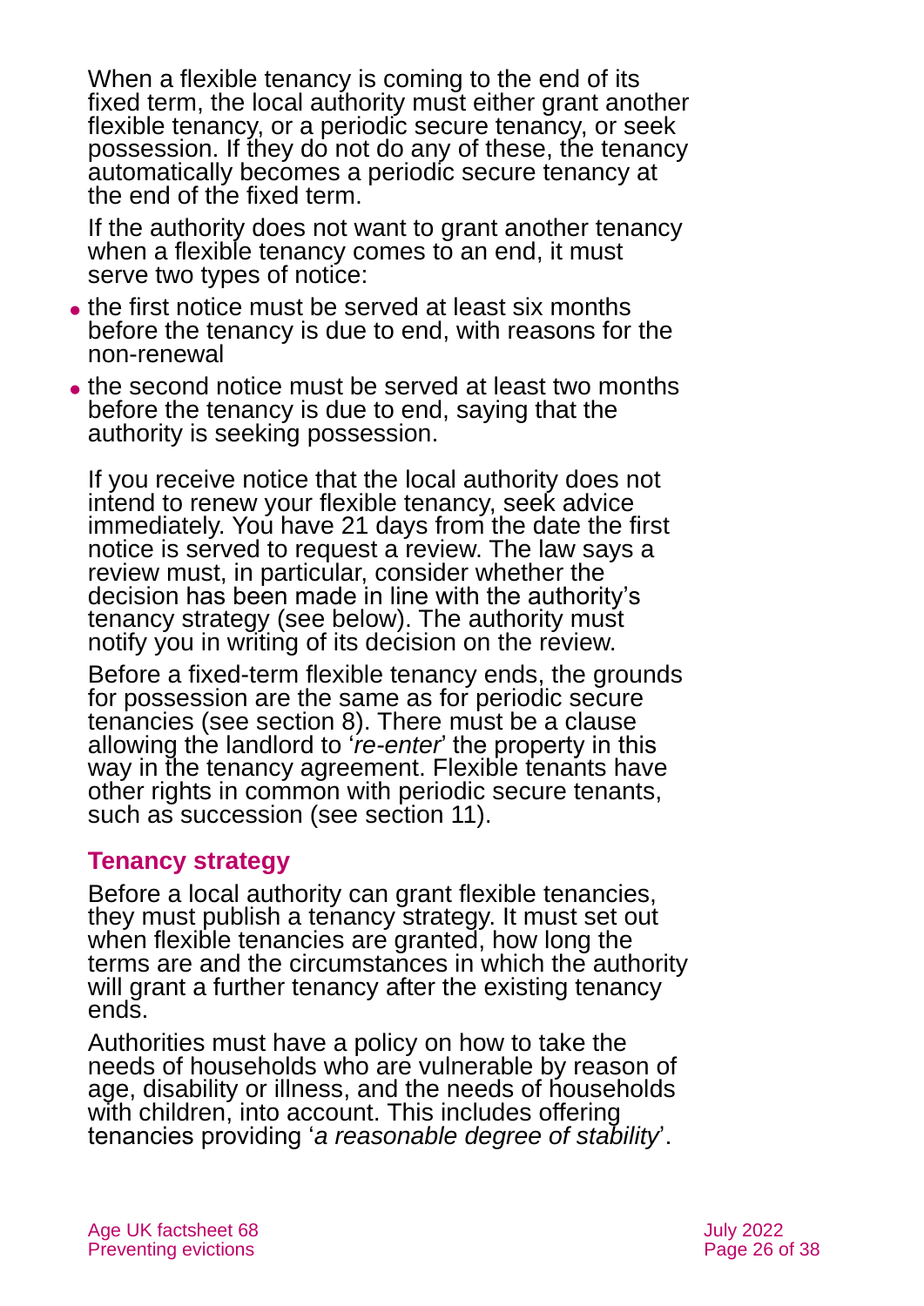When a flexible tenancy is coming to the end of its fixed term, the local authority must either grant another flexible tenancy, or a periodic secure tenancy, or seek possession. If they do not do any of these, the tenancy automatically becomes a periodic secure tenancy at the end of the fixed term.

If the authority does not want to grant another tenancy when a flexible tenancy comes to an end, it must serve two types of notice:

- the first notice must be served at least six months before the tenancy is due to end, with reasons for the non-renewal
- the second notice must be served at least two months before the tenancy is due to end, saying that the authority is seeking possession.

If you receive notice that the local authority does not intend to renew your flexible tenancy, seek advice immediately. You have 21 days from the date the first notice is served to request a review. The law says a review must, in particular, consider whether the decision has been made in line with the authority's tenancy strategy (see below). The authority must notify you in writing of its decision on the review.

Before a fixed-term flexible tenancy ends, the grounds for possession are the same as for periodic secure tenancies (see section 8). There must be a clause allowing the landlord to '*re-enter*' the property in this way in the tenancy agreement. Flexible tenants have other rights in common with periodic secure tenants, such as succession (see section 11).

### Tenancy strategy

Before a local authority can grant flexible tenancies, they must publish a tenancy strategy. It must set out when flexible tenancies are granted, how long the terms are and the circumstances in which the authority will grant a further tenancy after the existing tenancy ends.

Authorities must have a policy on how to take the needs of households who are vulnerable by reason of age, disability or illness, and the needs of households with children, into account. This includes offering tenancies providing '*a reasonable degree of stability*'.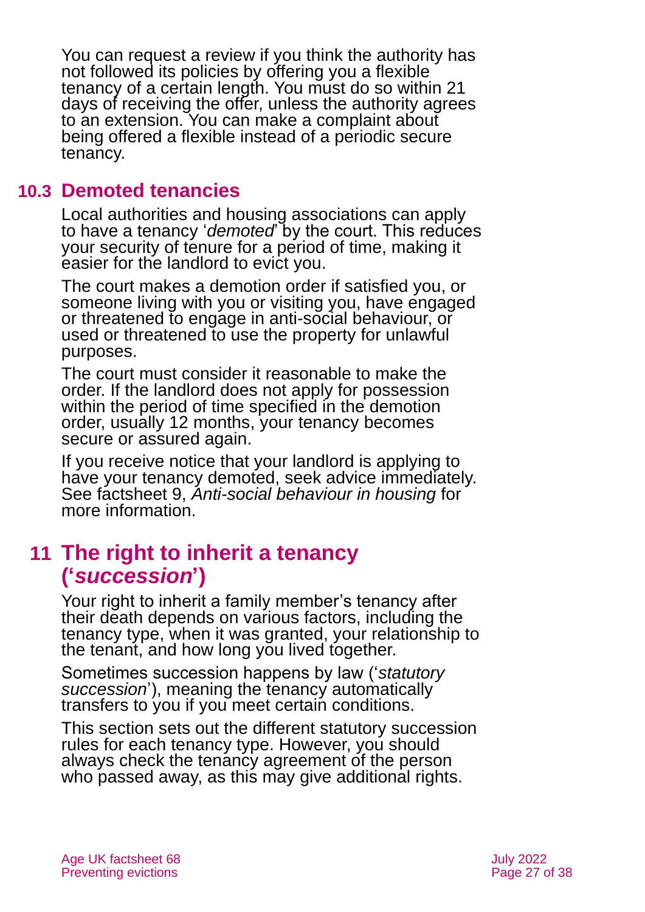You can request a review if you think the authority has not followed its policies by offering you a flexible tenancy of a certain length. You must do so within 21 days of receiving the offer, unless the authority agrees to an extension. You can make a complaint about being offered a flexible instead of a periodic secure tenancy.

### 10.3 Demoted tenancies

Local authorities and housing associations can apply to have a tenancy '*demoted*' by the court. This reduces your security of tenure for a period of time, making it easier for the landlord to evict you.

The court makes a demotion order if satisfied you, or someone living with you or visiting you, have engaged or threatened to engage in anti-social behaviour, or used or threatened to use the property for unlawful purposes.

The court must consider it reasonable to make the order. If the landlord does not apply for possession within the period of time specified in the demotion order, usually 12 months, your tenancy becomes secure or assured again.

If you receive notice that your landlord is applying to have your tenancy demoted, seek advice immediately. See factsheet 9, *Anti-social behaviour in housing* for more information.

## 11 The right to inherit a tenancy ('*succession*')

Your right to inherit a family member's tenancy after their death depends on various factors, including the tenancy type, when it was granted, your relationship to the tenant, and how long you lived together.

Sometimes succession happens by law ('*statutory succession*'), meaning the tenancy automatically transfers to you if you meet certain conditions.

This section sets out the different statutory succession rules for each tenancy type. However, you should always check the tenancy agreement of the person who passed away, as this may give additional rights.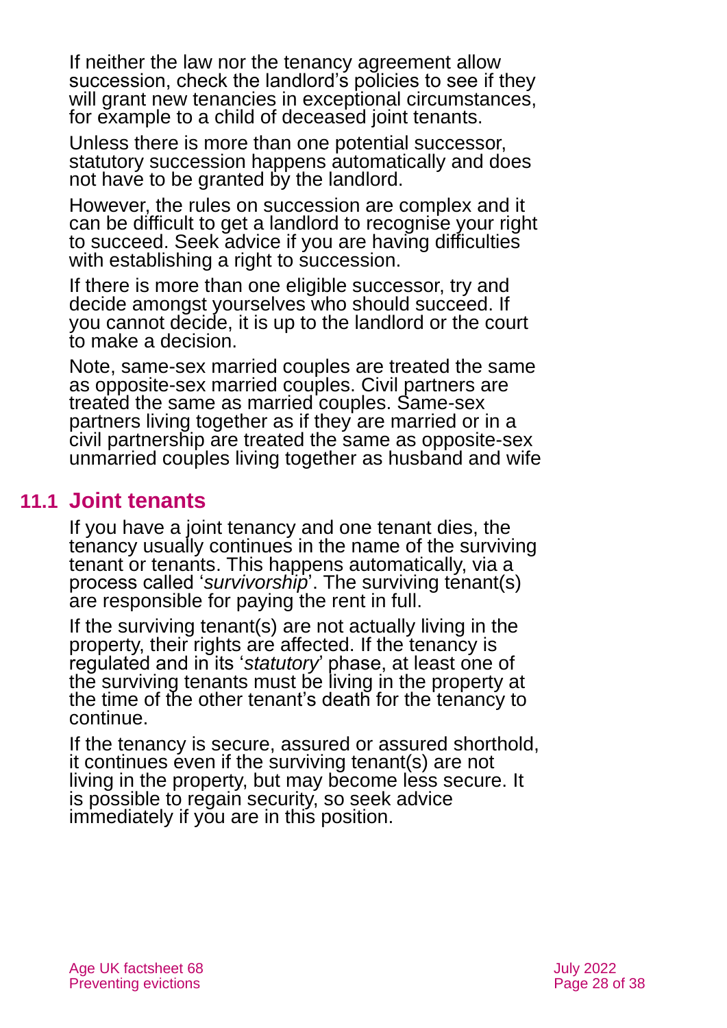If neither the law nor the tenancy agreement allow succession, check the landlord's policies to see if they will grant new tenancies in exceptional circumstances, for example to a child of deceased joint tenants.

Unless there is more than one potential successor, statutory succession happens automatically and does not have to be granted by the landlord.

However, the rules on succession are complex and it can be difficult to get a landlord to recognise your right to succeed. Seek advice if you are having difficulties with establishing a right to succession.

If there is more than one eligible successor, try and decide amongst yourselves who should succeed. If you cannot decide, it is up to the landlord or the court to make a decision.

Note, same-sex married couples are treated the same as opposite-sex married couples. Civil partners are treated the same as married couples. Same-sex partners living together as if they are married or in a civil partnership are treated the same as opposite-sex unmarried couples living together as husband and wife

## 11.1 Joint tenants

If you have a joint tenancy and one tenant dies, the tenancy usually continues in the name of the surviving tenant or tenants. This happens automatically, via a process called '*survivorship*'. The surviving tenant(s) are responsible for paying the rent in full.

If the surviving tenant(s) are not actually living in the property, their rights are affected. If the tenancy is regulated and in its '*statutory*' phase, at least one of the surviving tenants must be living in the property at the time of the other tenant's death for the tenancy to continue.

If the tenancy is secure, assured or assured shorthold, it continues even if the surviving tenant(s) are not living in the property, but may become less secure. It is possible to regain security, so seek advice immediately if you are in this position.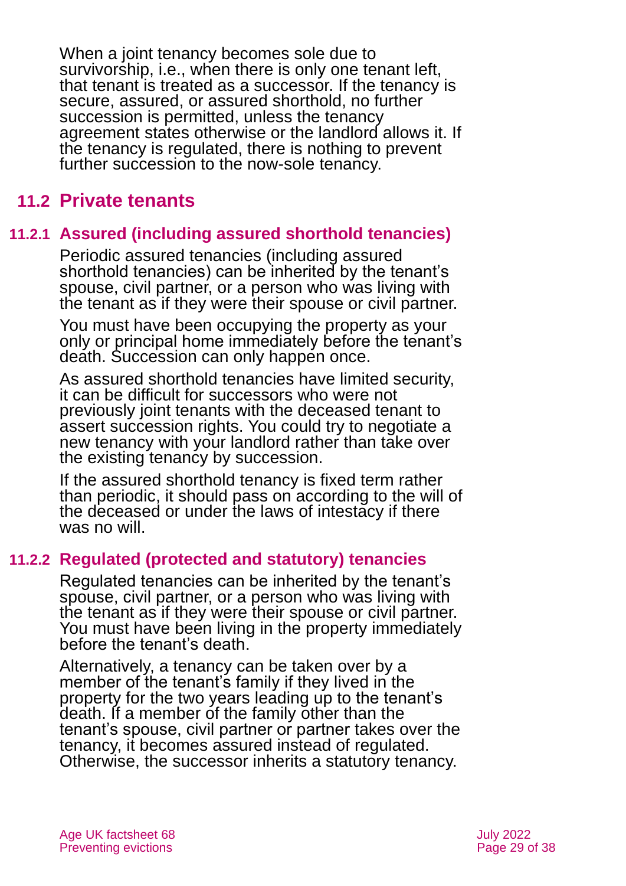When a joint tenancy becomes sole due to survivorship, i.e., when there is only one tenant left, that tenant is treated as a successor. If the tenancy is secure, assured, or assured shorthold, no further succession is permitted, unless the tenancy agreement states otherwise or the landlord allows it. If the tenancy is regulated, there is nothing to prevent further succession to the now-sole tenancy.

## 11.2 Private tenants

### 11.2.1 Assured (including assured shorthold tenancies)

Periodic assured tenancies (including assured shorthold tenancies) can be inherited by the tenant's spouse, civil partner, or a person who was living with the tenant as if they were their spouse or civil partner.

You must have been occupying the property as your only or principal home immediately before the tenant's death. Succession can only happen once.

As assured shorthold tenancies have limited security, it can be difficult for successors who were not previously joint tenants with the deceased tenant to assert succession rights. You could try to negotiate a new tenancy with your landlord rather than take over the existing tenancy by succession.

If the assured shorthold tenancy is fixed term rather than periodic, it should pass on according to the will of the deceased or under the laws of intestacy if there was no will.

### 11.2.2 Regulated (protected and statutory) tenancies

Regulated tenancies can be inherited by the tenant's spouse, civil partner, or a person who was living with the tenant as if they were their spouse or civil partner. You must have been living in the property immediately before the tenant's death.

Alternatively, a tenancy can be taken over by a member of the tenant's family if they lived in the property for the two years leading up to the tenant's death. If a member of the family other than the tenant's spouse, civil partner or partner takes over the tenancy, it becomes assured instead of regulated. Otherwise, the successor inherits a statutory tenancy.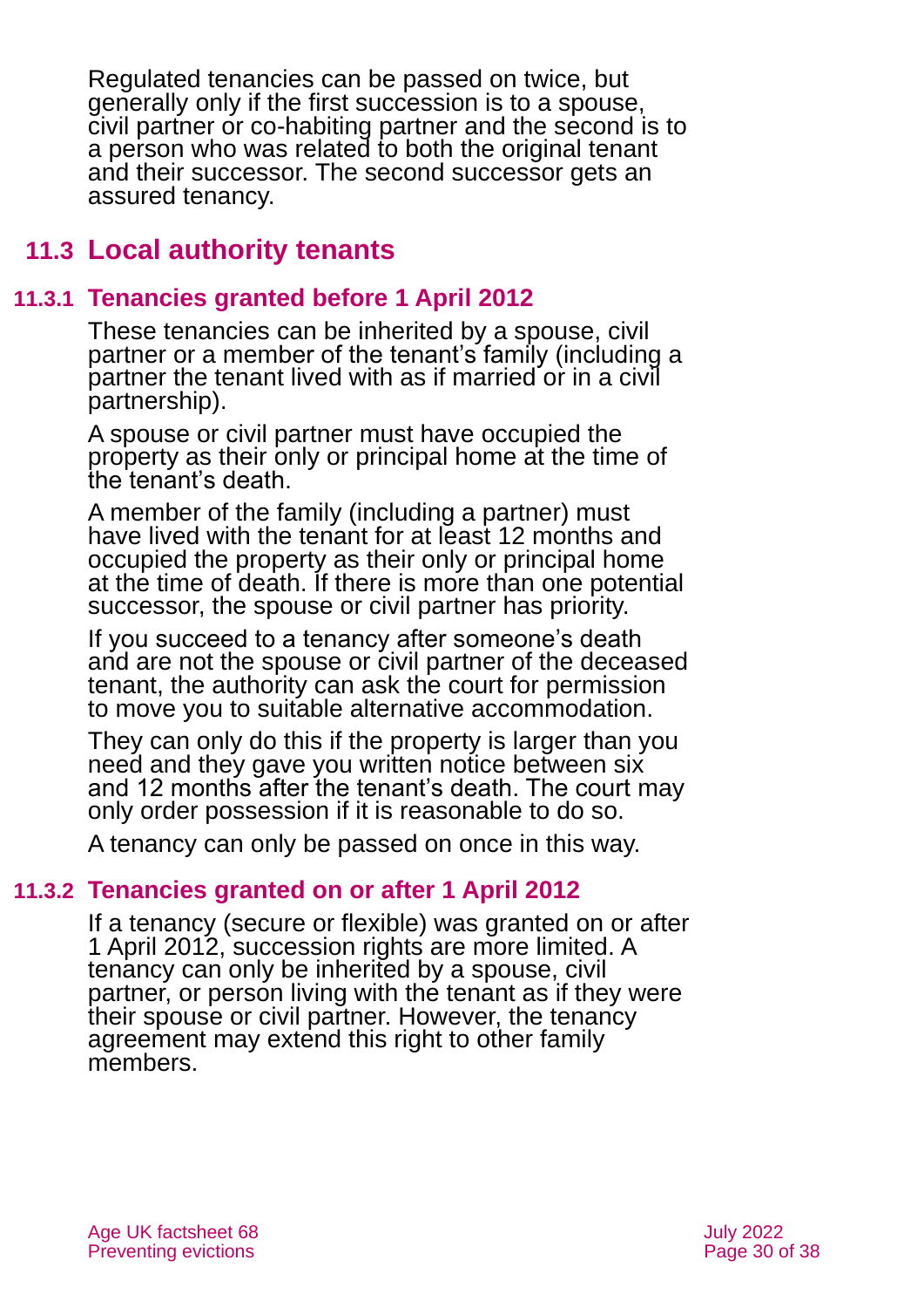Regulated tenancies can be passed on twice, but generally only if the first succession is to a spouse, civil partner or co-habiting partner and the second is to a person who was related to both the original tenant and their successor. The second successor gets an assured tenancy.

## 11.3 Local authority tenants

### 11.3.1 Tenancies granted before 1 April 2012

These tenancies can be inherited by a spouse, civil partner or a member of the tenant's family (including a partner the tenant lived with as if married or in a civil partnership).

A spouse or civil partner must have occupied the property as their only or principal home at the time of the tenant's death.

A member of the family (including a partner) must have lived with the tenant for at least 12 months and occupied the property as their only or principal home at the time of death. If there is more than one potential successor, the spouse or civil partner has priority.

If you succeed to a tenancy after someone's death and are not the spouse or civil partner of the deceased tenant, the authority can ask the court for permission to move you to suitable alternative accommodation.

They can only do this if the property is larger than you need and they gave you written notice between six and 12 months after the tenant's death. The court may only order possession if it is reasonable to do so.

A tenancy can only be passed on once in this way.

### 11.3.2 Tenancies granted on or after 1 April 2012

If a tenancy (secure or flexible) was granted on or after 1 April 2012, succession rights are more limited. A tenancy can only be inherited by a spouse, civil partner, or person living with the tenant as if they were their spouse or civil partner. However, the tenancy agreement may extend this right to other family members.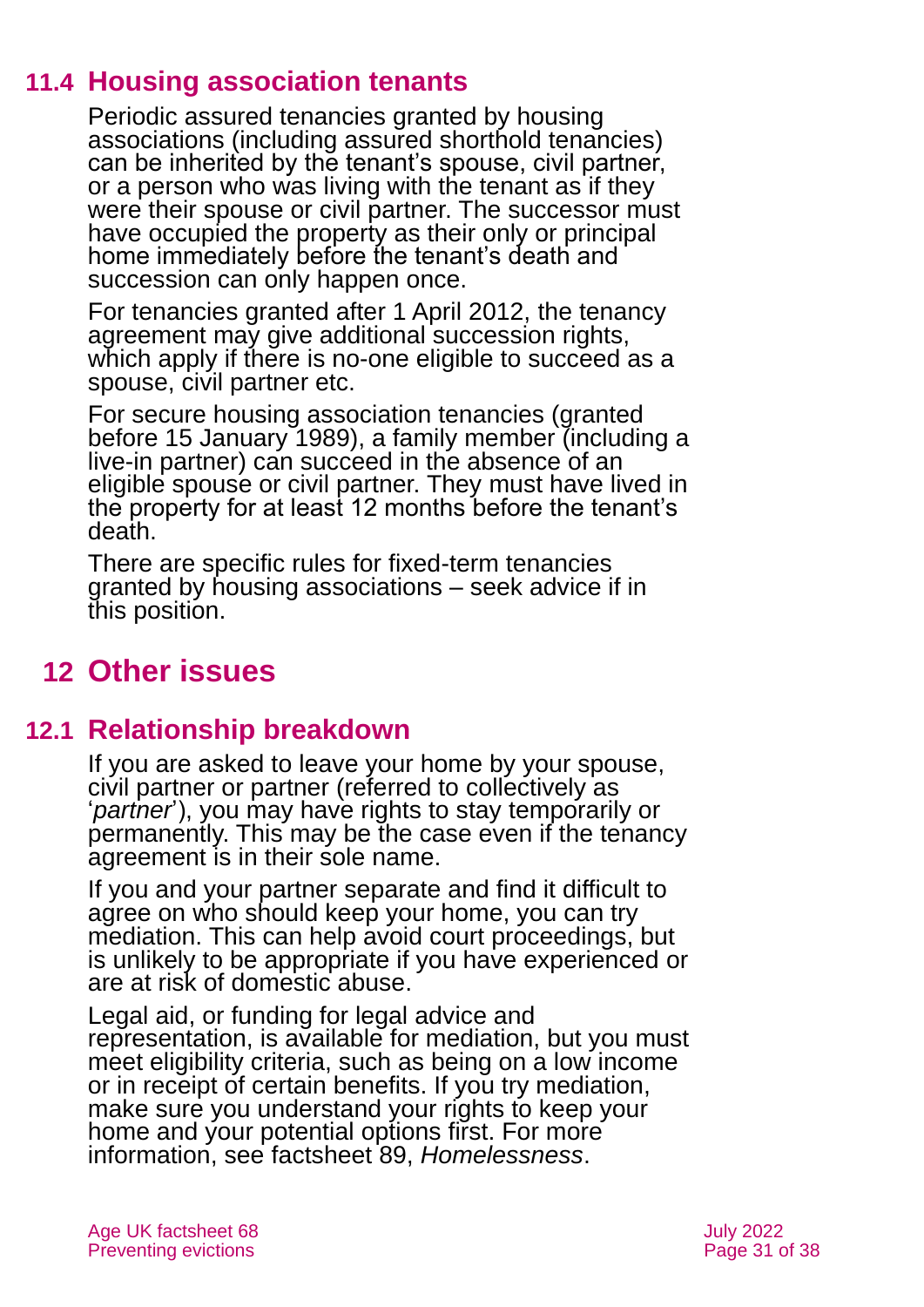### 11.4 Housing association tenants

Periodic assured tenancies granted by housing associations (including assured shorthold tenancies) can be inherited by the tenant's spouse, civil partner, or a person who was living with the tenant as if they were their spouse or civil partner. The successor must have occupied the property as their only or principal home immediately before the tenant's death and succession can only happen once.

For tenancies granted after 1 April 2012, the tenancy agreement may give additional succession rights, which apply if there is no-one eligible to succeed as a spouse, civil partner etc.

For secure housing association tenancies (granted before 15 January 1989), a family member (including a live-in partner) can succeed in the absence of an eligible spouse or civil partner. They must have lived in the property for at least 12 months before the tenant's death.

There are specific rules for fixed-term tenancies granted by housing associations – seek advice if in this position.

## 12 Other issues

### 12.1 Relationship breakdown

If you are asked to leave your home by your spouse, civil partner or partner (referred to collectively as '*partner*'), you may have rights to stay temporarily or permanently. This may be the case even if the tenancy agreement is in their sole name.

If you and your partner separate and find it difficult to agree on who should keep your home, you can try mediation. This can help avoid court proceedings, but is unlikely to be appropriate if you have experienced or are at risk of domestic abuse.

Legal aid, or funding for legal advice and representation, is available for mediation, but you must meet eligibility criteria, such as being on a low income or in receipt of certain benefits. If you try mediation, make sure you understand your rights to keep your home and your potential options first. For more information, see factsheet 89, *Homelessness*.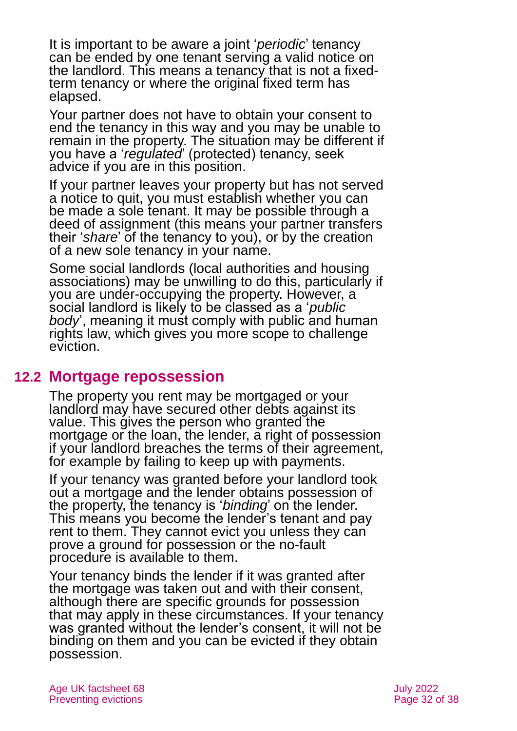It is important to be aware a joint '*periodic*' tenancy can be ended by one tenant serving a valid notice on the landlord. This means a tenancy that is not a fixed-term tenancy or where the original fixed term has elapsed.

Your partner does not have to obtain your consent to end the tenancy in this way and you may be unable to remain in the property. The situation may be different if you have a '*regulated*' (protected) tenancy, seek advice if you are in this position.

If your partner leaves your property but has not served a notice to quit, you must establish whether you can be made a sole tenant. It may be possible through a deed of assignment (this means your partner transfers their '*share*' of the tenancy to you), or by the creation of a new sole tenancy in your name.

Some social landlords (local authorities and housing associations) may be unwilling to do this, particularly if you are under-occupying the property. However, a social landlord is likely to be classed as a '*public body*', meaning it must comply with public and human rights law, which gives you more scope to challenge eviction.

## 12.2 Mortgage repossession

The property you rent may be mortgaged or your landlord may have secured other debts against its value. This gives the person who granted the mortgage or the loan, the lender, a right of possession if your landlord breaches the terms of their agreement, for example by failing to keep up with payments.

If your tenancy was granted before your landlord took out a mortgage and the lender obtains possession of the property, the tenancy is '*binding*' on the lender. This means you become the lender's tenant and pay rent to them. They cannot evict you unless they can prove a ground for possession or the no-fault procedure is available to them.

Your tenancy binds the lender if it was granted after the mortgage was taken out and with their consent, although there are specific grounds for possession that may apply in these circumstances. If your tenancy was granted without the lender's consent, it will not be binding on them and you can be evicted if they obtain possession.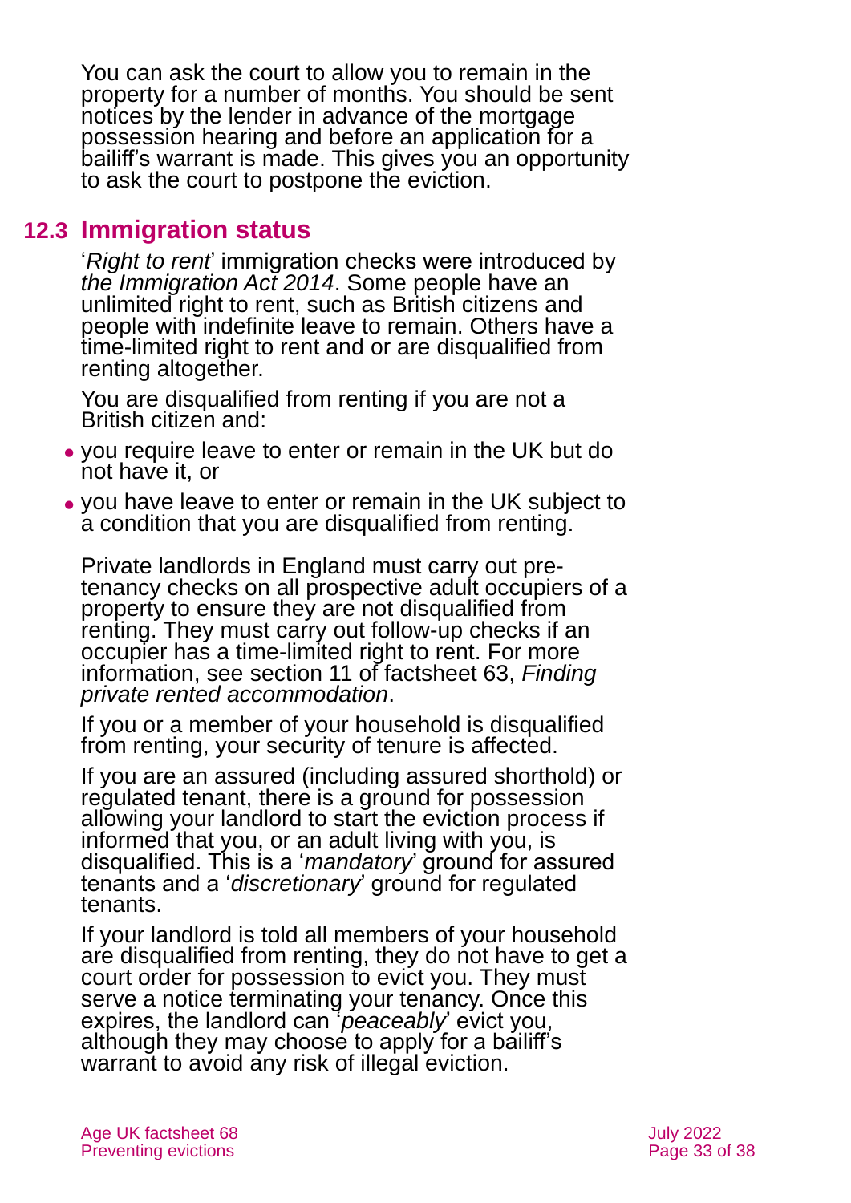You can ask the court to allow you to remain in the property for a number of months. You should be sent notices by the lender in advance of the mortgage possession hearing and before an application for a bailiff's warrant is made. This gives you an opportunity to ask the court to postpone the eviction.

## 12.3 Immigration status

'*Right to rent*' immigration checks were introduced by *the Immigration Act 2014*. Some people have an unlimited right to rent, such as British citizens and people with indefinite leave to remain. Others have a time-limited right to rent and or are disqualified from renting altogether.

You are disqualified from renting if you are not a British citizen and:

- you require leave to enter or remain in the UK but do not have it, or
- you have leave to enter or remain in the UK subject to a condition that you are disqualified from renting.

Private landlords in England must carry out pre-tenancy checks on all prospective adult occupiers of a property to ensure they are not disqualified from renting. They must carry out follow-up checks if an occupier has a time-limited right to rent. For more information, see section 11 of factsheet 63, *Finding private rented accommodation*.

If you or a member of your household is disqualified from renting, your security of tenure is affected.

If you are an assured (including assured shorthold) or regulated tenant, there is a ground for possession allowing your landlord to start the eviction process if informed that you, or an adult living with you, is disqualified. This is a '*mandatory*' ground for assured tenants and a '*discretionary*' ground for regulated tenants.

If your landlord is told all members of your household are disqualified from renting, they do not have to get a court order for possession to evict you. They must serve a notice terminating your tenancy. Once this expires, the landlord can '*peaceably*' evict you, although they may choose to apply for a bailiff's warrant to avoid any risk of illegal eviction.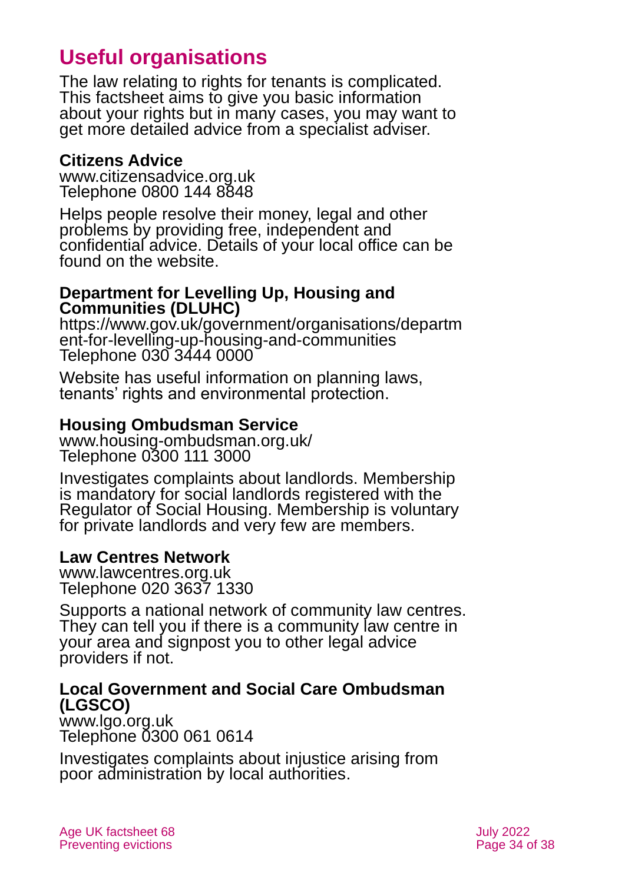## Useful organisations

The law relating to rights for tenants is complicated. This factsheet aims to give you basic information about your rights but in many cases, you may want to get more detailed advice from a specialist adviser.

**Citizens Advice**
www.citizensadvice.org.uk
Telephone 0800 144 8848

Helps people resolve their money, legal and other problems by providing free, independent and confidential advice. Details of your local office can be found on the website.

**Department for Levelling Up, Housing and Communities (DLUHC)**
https://www.gov.uk/government/organisations/department-for-levelling-up-housing-and-communities
Telephone 030 3444 0000

Website has useful information on planning laws, tenants' rights and environmental protection.

**Housing Ombudsman Service**
www.housing-ombudsman.org.uk/
Telephone 0300 111 3000

Investigates complaints about landlords. Membership is mandatory for social landlords registered with the Regulator of Social Housing. Membership is voluntary for private landlords and very few are members.

**Law Centres Network**
www.lawcentres.org.uk
Telephone 020 3637 1330

Supports a national network of community law centres. They can tell you if there is a community law centre in your area and signpost you to other legal advice providers if not.

**Local Government and Social Care Ombudsman (LGSCO)**
www.lgo.org.uk
Telephone 0300 061 0614

Investigates complaints about injustice arising from poor administration by local authorities.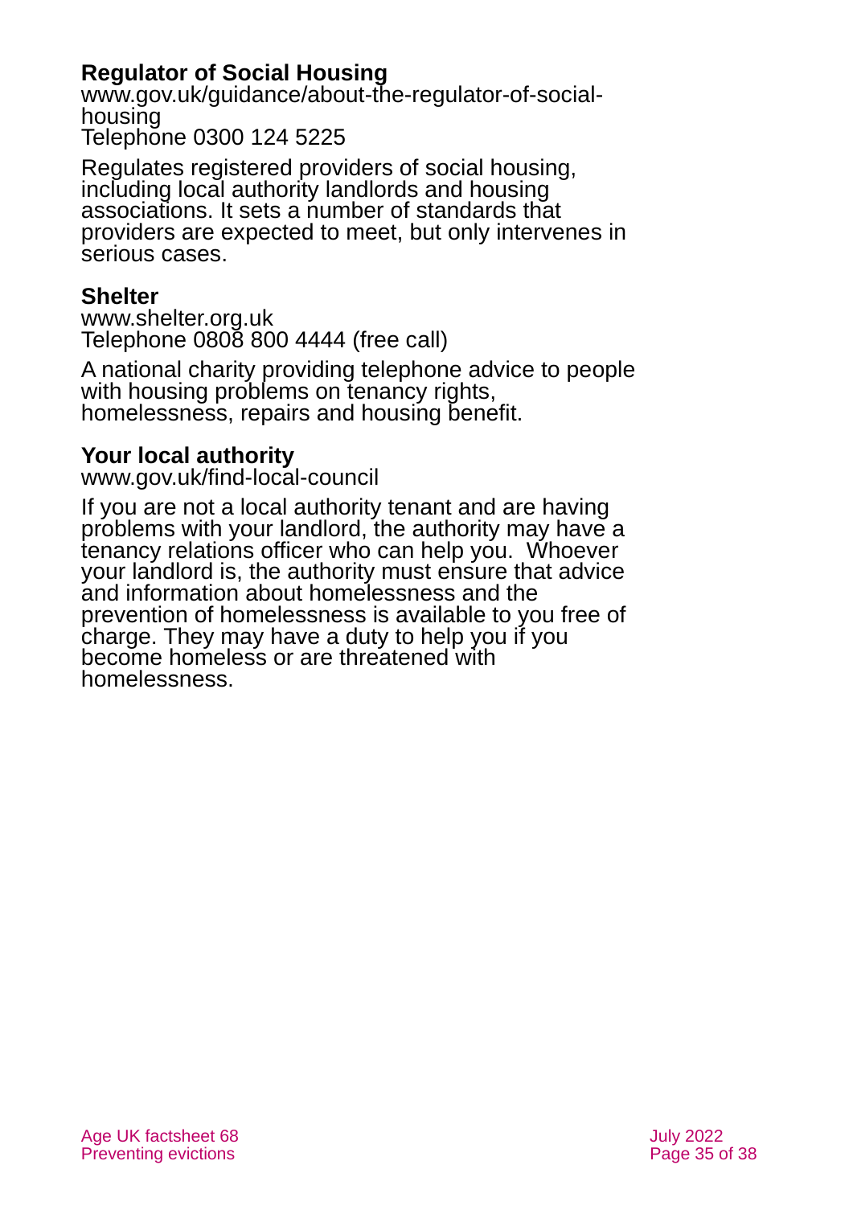**Regulator of Social Housing**
www.gov.uk/guidance/about-the-regulator-of-social-housing
Telephone 0300 124 5225

Regulates registered providers of social housing, including local authority landlords and housing associations. It sets a number of standards that providers are expected to meet, but only intervenes in serious cases.

**Shelter**
www.shelter.org.uk
Telephone 0808 800 4444 (free call)

A national charity providing telephone advice to people with housing problems on tenancy rights, homelessness, repairs and housing benefit.

**Your local authority**
www.gov.uk/find-local-council

If you are not a local authority tenant and are having problems with your landlord, the authority may have a tenancy relations officer who can help you. Whoever your landlord is, the authority must ensure that advice and information about homelessness and the prevention of homelessness is available to you free of charge. They may have a duty to help you if you become homeless or are threatened with homelessness.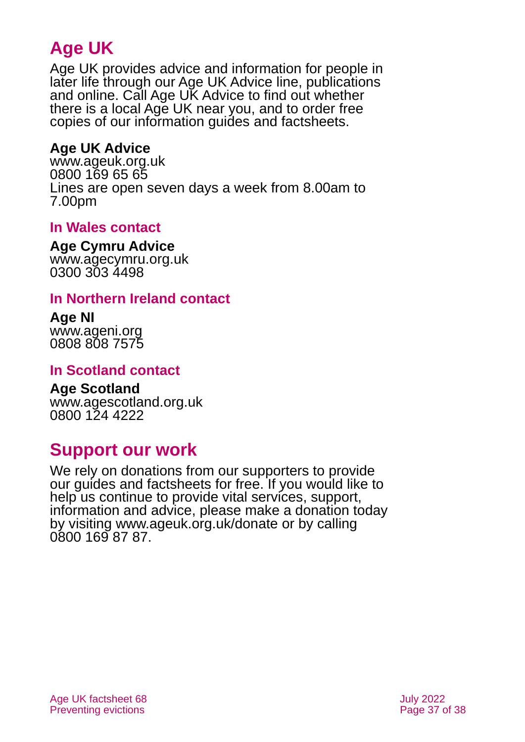## Age UK

Age UK provides advice and information for people in later life through our Age UK Advice line, publications and online. Call Age UK Advice to find out whether there is a local Age UK near you, and to order free copies of our information guides and factsheets.

**Age UK Advice**
www.ageuk.org.uk
0800 169 65 65
Lines are open seven days a week from 8.00am to 7.00pm

### In Wales contact

**Age Cymru Advice**
www.agecymru.org.uk
0300 303 4498

### In Northern Ireland contact

**Age NI**
www.ageni.org
0808 808 7575

### In Scotland contact

**Age Scotland**
www.agescotland.org.uk
0800 124 4222

## Support our work

We rely on donations from our supporters to provide our guides and factsheets for free. If you would like to help us continue to provide vital services, support, information and advice, please make a donation today by visiting www.ageuk.org.uk/donate or by calling 0800 169 87 87.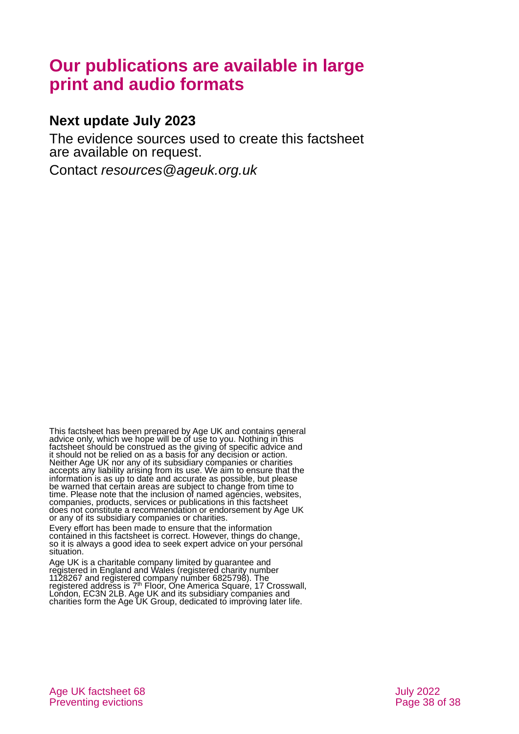# Our publications are available in large print and audio formats

## Next update July 2023

The evidence sources used to create this factsheet are available on request.

Contact *resources@ageuk.org.uk*

This factsheet has been prepared by Age UK and contains general advice only, which we hope will be of use to you. Nothing in this factsheet should be construed as the giving of specific advice and it should not be relied on as a basis for any decision or action. Neither Age UK nor any of its subsidiary companies or charities accepts any liability arising from its use. We aim to ensure that the information is as up to date and accurate as possible, but please be warned that certain areas are subject to change from time to time. Please note that the inclusion of named agencies, websites, companies, products, services or publications in this factsheet does not constitute a recommendation or endorsement by Age UK or any of its subsidiary companies or charities.

Every effort has been made to ensure that the information contained in this factsheet is correct. However, things do change, so it is always a good idea to seek expert advice on your personal situation.

Age UK is a charitable company limited by guarantee and registered in England and Wales (registered charity number 1128267 and registered company number 6825798). The registered address is 7th Floor, One America Square, 17 Crosswall, London, EC3N 2LB. Age UK and its subsidiary companies and charities form the Age UK Group, dedicated to improving later life.